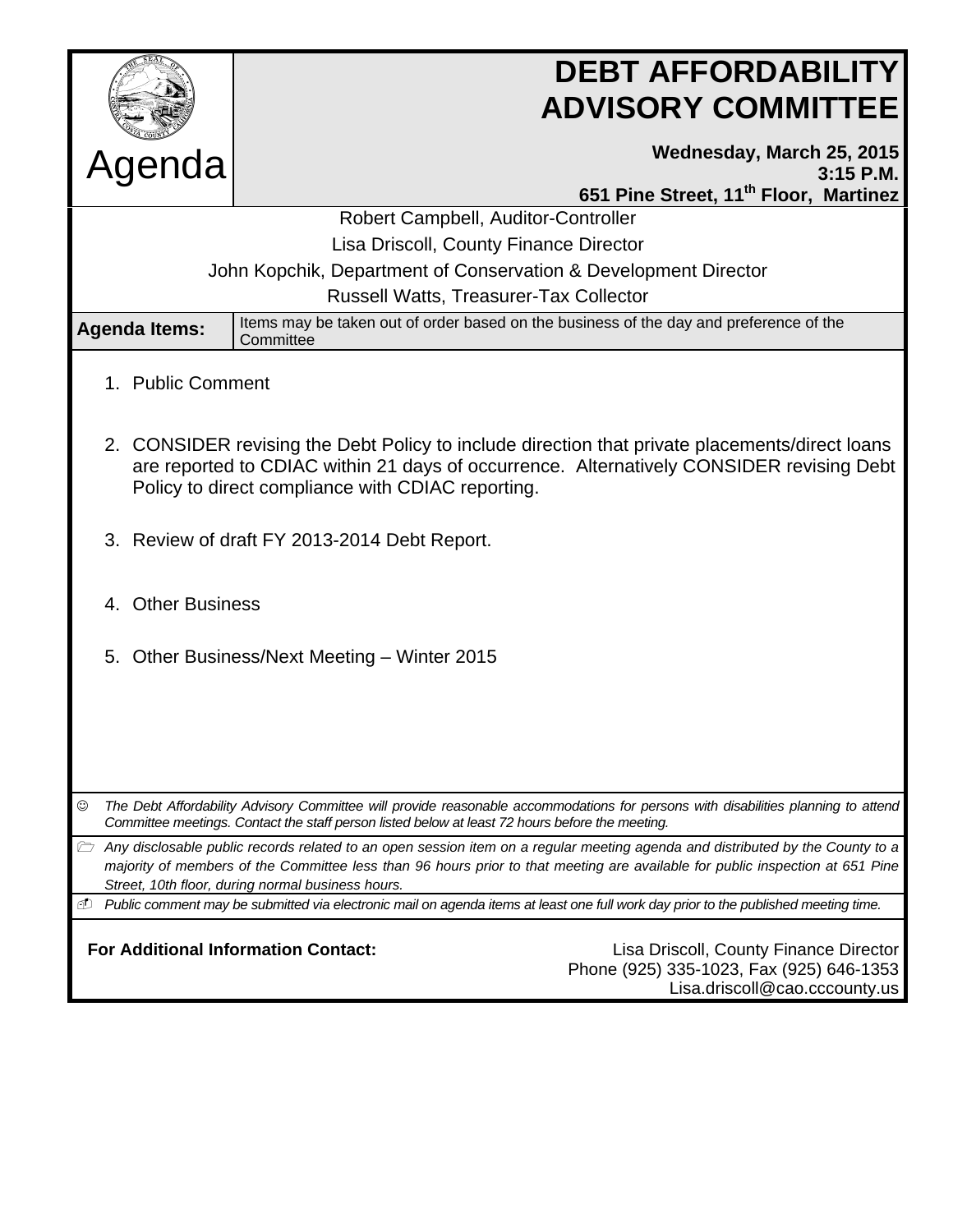# DEBT AFFORDABILITY ADVISORY COMMITTEE

## Agenda

**Wednesday, March 25, 2015**
**3:15 P.M.**
**651 Pine Street, 11th Floor, Martinez**

Robert Campbell, Auditor-Controller
Lisa Driscoll, County Finance Director
John Kopchik, Department of Conservation & Development Director
Russell Watts, Treasurer-Tax Collector

| **Agenda Items:** | Items may be taken out of order based on the business of the day and preference of the Committee |
|---|---|

1. Public Comment

2. CONSIDER revising the Debt Policy to include direction that private placements/direct loans are reported to CDIAC within 21 days of occurrence. Alternatively CONSIDER revising Debt Policy to direct compliance with CDIAC reporting.

3. Review of draft FY 2013-2014 Debt Report.

4. Other Business

5. Other Business/Next Meeting – Winter 2015

☺ *The Debt Affordability Advisory Committee will provide reasonable accommodations for persons with disabilities planning to attend Committee meetings. Contact the staff person listed below at least 72 hours before the meeting.*

🗁 *Any disclosable public records related to an open session item on a regular meeting agenda and distributed by the County to a majority of members of the Committee less than 96 hours prior to that meeting are available for public inspection at 651 Pine Street, 10th floor, during normal business hours.*

📫 *Public comment may be submitted via electronic mail on agenda items at least one full work day prior to the published meeting time.*

**For Additional Information Contact:**

Lisa Driscoll, County Finance Director
Phone (925) 335-1023, Fax (925) 646-1353
Lisa.driscoll@cao.cccounty.us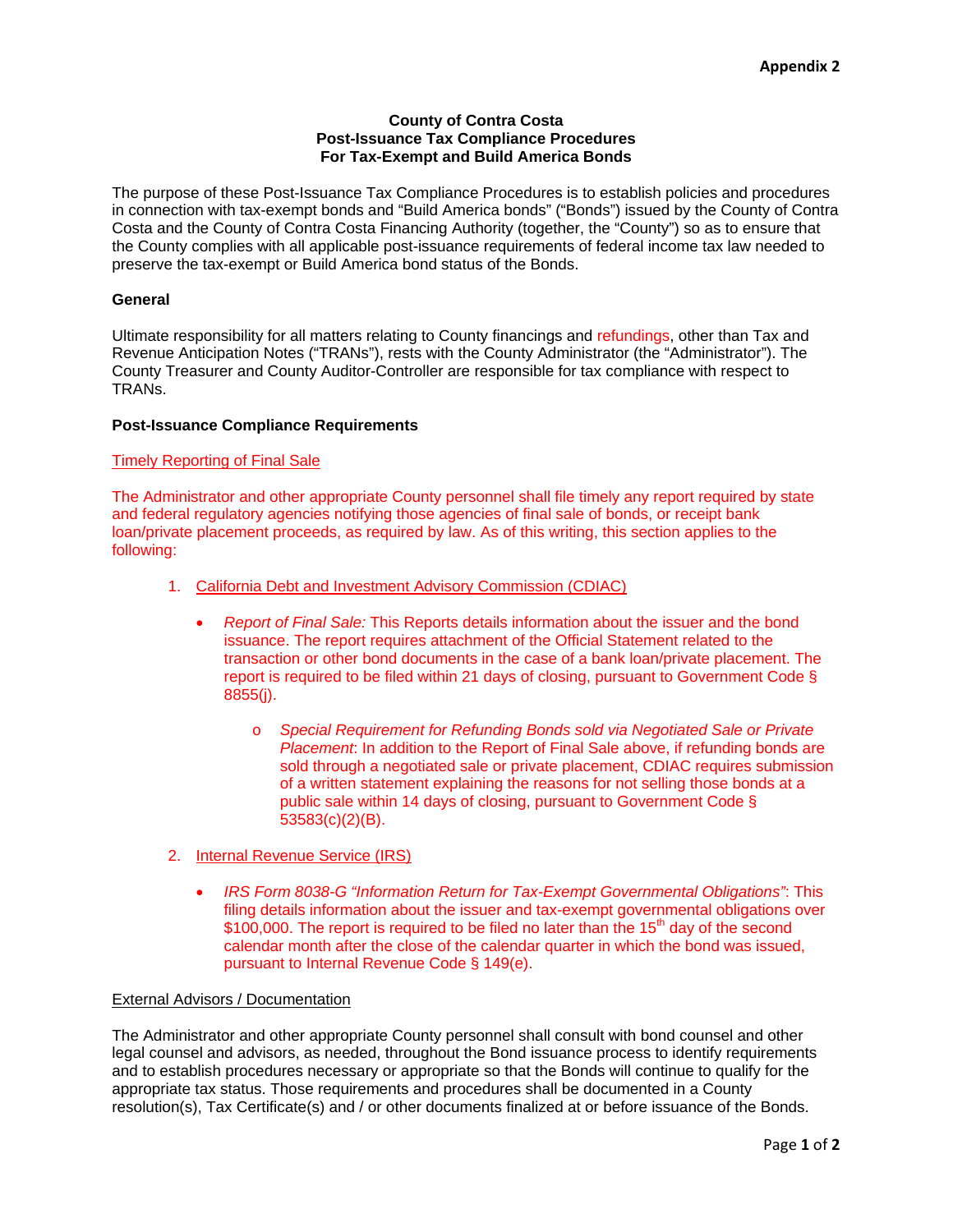**Appendix 2**

**County of Contra Costa**
**Post-Issuance Tax Compliance Procedures**
**For Tax-Exempt and Build America Bonds**

The purpose of these Post-Issuance Tax Compliance Procedures is to establish policies and procedures in connection with tax-exempt bonds and "Build America bonds" ("Bonds") issued by the County of Contra Costa and the County of Contra Costa Financing Authority (together, the "County") so as to ensure that the County complies with all applicable post-issuance requirements of federal income tax law needed to preserve the tax-exempt or Build America bond status of the Bonds.

**General**

Ultimate responsibility for all matters relating to County financings and refundings, other than Tax and Revenue Anticipation Notes ("TRANs"), rests with the County Administrator (the "Administrator"). The County Treasurer and County Auditor-Controller are responsible for tax compliance with respect to TRANs.

**Post-Issuance Compliance Requirements**

Timely Reporting of Final Sale

The Administrator and other appropriate County personnel shall file timely any report required by state and federal regulatory agencies notifying those agencies of final sale of bonds, or receipt bank loan/private placement proceeds, as required by law. As of this writing, this section applies to the following:

1. California Debt and Investment Advisory Commission (CDIAC)

   - *Report of Final Sale:* This Reports details information about the issuer and the bond issuance. The report requires attachment of the Official Statement related to the transaction or other bond documents in the case of a bank loan/private placement. The report is required to be filed within 21 days of closing, pursuant to Government Code § 8855(j).

     - *Special Requirement for Refunding Bonds sold via Negotiated Sale or Private Placement*: In addition to the Report of Final Sale above, if refunding bonds are sold through a negotiated sale or private placement, CDIAC requires submission of a written statement explaining the reasons for not selling those bonds at a public sale within 14 days of closing, pursuant to Government Code § 53583(c)(2)(B).

2. Internal Revenue Service (IRS)

   - *IRS Form 8038-G "Information Return for Tax-Exempt Governmental Obligations"*: This filing details information about the issuer and tax-exempt governmental obligations over \$100,000. The report is required to be filed no later than the 15th day of the second calendar month after the close of the calendar quarter in which the bond was issued, pursuant to Internal Revenue Code § 149(e).

External Advisors / Documentation

The Administrator and other appropriate County personnel shall consult with bond counsel and other legal counsel and advisors, as needed, throughout the Bond issuance process to identify requirements and to establish procedures necessary or appropriate so that the Bonds will continue to qualify for the appropriate tax status. Those requirements and procedures shall be documented in a County resolution(s), Tax Certificate(s) and / or other documents finalized at or before issuance of the Bonds.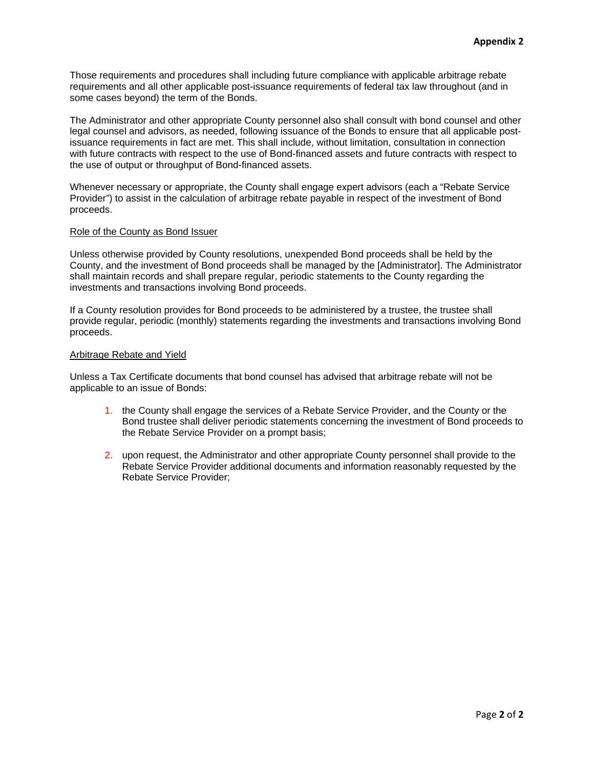Those requirements and procedures shall including future compliance with applicable arbitrage rebate requirements and all other applicable post-issuance requirements of federal tax law throughout (and in some cases beyond) the term of the Bonds.

The Administrator and other appropriate County personnel also shall consult with bond counsel and other legal counsel and advisors, as needed, following issuance of the Bonds to ensure that all applicable post-issuance requirements in fact are met. This shall include, without limitation, consultation in connection with future contracts with respect to the use of Bond-financed assets and future contracts with respect to the use of output or throughput of Bond-financed assets.

Whenever necessary or appropriate, the County shall engage expert advisors (each a "Rebate Service Provider") to assist in the calculation of arbitrage rebate payable in respect of the investment of Bond proceeds.

<u>Role of the County as Bond Issuer</u>

Unless otherwise provided by County resolutions, unexpended Bond proceeds shall be held by the County, and the investment of Bond proceeds shall be managed by the [Administrator]. The Administrator shall maintain records and shall prepare regular, periodic statements to the County regarding the investments and transactions involving Bond proceeds.

If a County resolution provides for Bond proceeds to be administered by a trustee, the trustee shall provide regular, periodic (monthly) statements regarding the investments and transactions involving Bond proceeds.

<u>Arbitrage Rebate and Yield</u>

Unless a Tax Certificate documents that bond counsel has advised that arbitrage rebate will not be applicable to an issue of Bonds:

1. the County shall engage the services of a Rebate Service Provider, and the County or the Bond trustee shall deliver periodic statements concerning the investment of Bond proceeds to the Rebate Service Provider on a prompt basis;

2. upon request, the Administrator and other appropriate County personnel shall provide to the Rebate Service Provider additional documents and information reasonably requested by the Rebate Service Provider;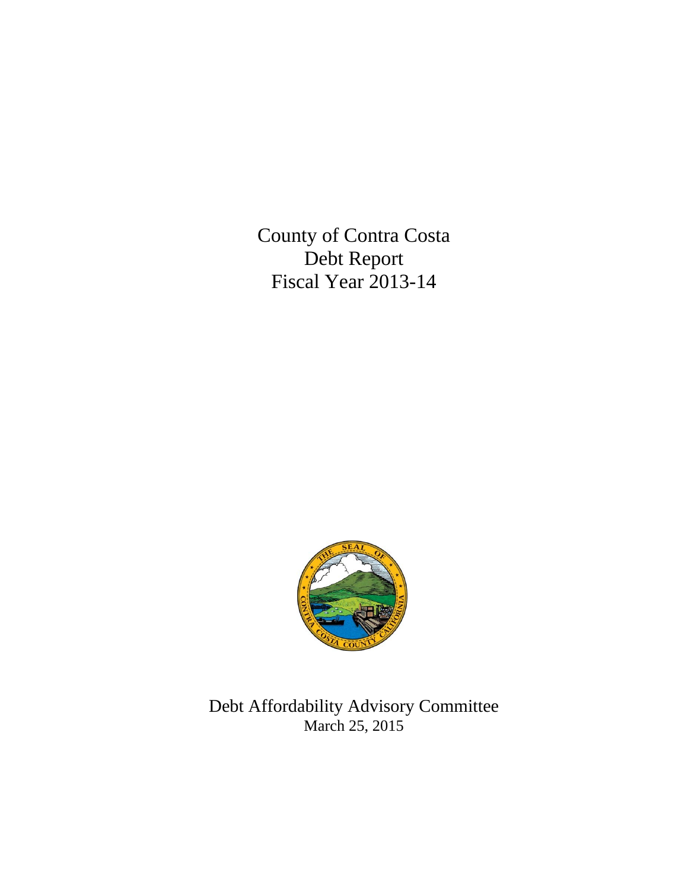County of Contra Costa
Debt Report
Fiscal Year 2013-14

Debt Affordability Advisory Committee
March 25, 2015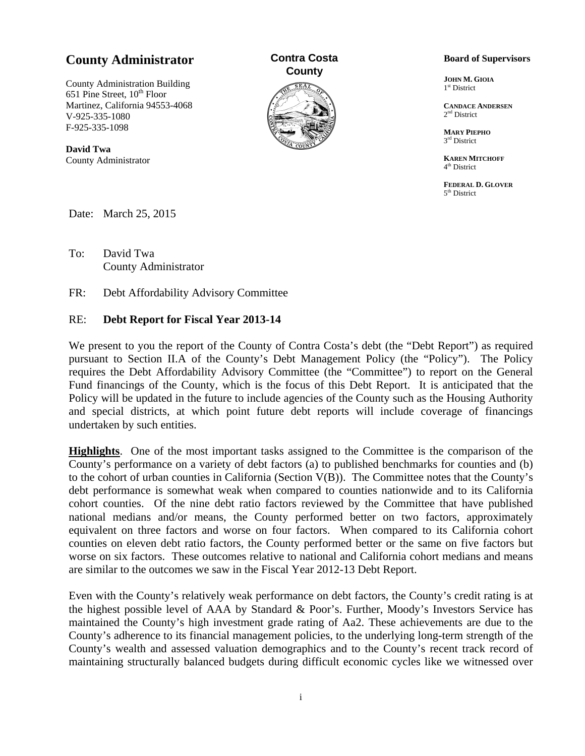**County Administrator**

County Administration Building
651 Pine Street, 10th Floor
Martinez, California 94553-4068
V-925-335-1080
F-925-335-1098

**David Twa**
County Administrator

**Contra Costa County**

**Board of Supervisors**

**JOHN M. GIOIA**
1st District

**CANDACE ANDERSEN**
2nd District

**MARY PIEPHO**
3rd District

**KAREN MITCHOFF**
4th District

**FEDERAL D. GLOVER**
5th District

Date: March 25, 2015

To: David Twa
County Administrator

FR: Debt Affordability Advisory Committee

RE: **Debt Report for Fiscal Year 2013-14**

We present to you the report of the County of Contra Costa's debt (the "Debt Report") as required pursuant to Section II.A of the County's Debt Management Policy (the "Policy"). The Policy requires the Debt Affordability Advisory Committee (the "Committee") to report on the General Fund financings of the County, which is the focus of this Debt Report. It is anticipated that the Policy will be updated in the future to include agencies of the County such as the Housing Authority and special districts, at which point future debt reports will include coverage of financings undertaken by such entities.

**Highlights**. One of the most important tasks assigned to the Committee is the comparison of the County's performance on a variety of debt factors (a) to published benchmarks for counties and (b) to the cohort of urban counties in California (Section V(B)). The Committee notes that the County's debt performance is somewhat weak when compared to counties nationwide and to its California cohort counties. Of the nine debt ratio factors reviewed by the Committee that have published national medians and/or means, the County performed better on two factors, approximately equivalent on three factors and worse on four factors. When compared to its California cohort counties on eleven debt ratio factors, the County performed better or the same on five factors but worse on six factors. These outcomes relative to national and California cohort medians and means are similar to the outcomes we saw in the Fiscal Year 2012-13 Debt Report.

Even with the County's relatively weak performance on debt factors, the County's credit rating is at the highest possible level of AAA by Standard & Poor's. Further, Moody's Investors Service has maintained the County's high investment grade rating of Aa2. These achievements are due to the County's adherence to its financial management policies, to the underlying long-term strength of the County's wealth and assessed valuation demographics and to the County's recent track record of maintaining structurally balanced budgets during difficult economic cycles like we witnessed over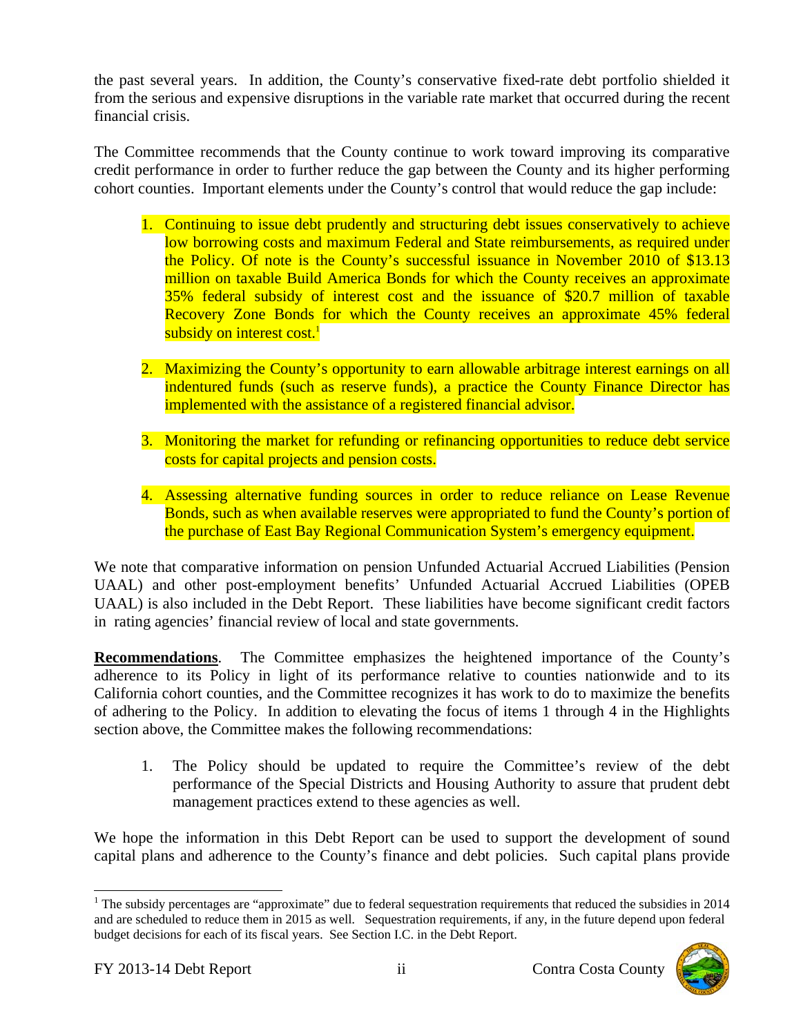the past several years. In addition, the County's conservative fixed-rate debt portfolio shielded it from the serious and expensive disruptions in the variable rate market that occurred during the recent financial crisis.

The Committee recommends that the County continue to work toward improving its comparative credit performance in order to further reduce the gap between the County and its higher performing cohort counties. Important elements under the County's control that would reduce the gap include:

1. Continuing to issue debt prudently and structuring debt issues conservatively to achieve low borrowing costs and maximum Federal and State reimbursements, as required under the Policy. Of note is the County's successful issuance in November 2010 of $13.13 million on taxable Build America Bonds for which the County receives an approximate 35% federal subsidy of interest cost and the issuance of $20.7 million of taxable Recovery Zone Bonds for which the County receives an approximate 45% federal subsidy on interest cost.[1]

2. Maximizing the County's opportunity to earn allowable arbitrage interest earnings on all indentured funds (such as reserve funds), a practice the County Finance Director has implemented with the assistance of a registered financial advisor.

3. Monitoring the market for refunding or refinancing opportunities to reduce debt service costs for capital projects and pension costs.

4. Assessing alternative funding sources in order to reduce reliance on Lease Revenue Bonds, such as when available reserves were appropriated to fund the County's portion of the purchase of East Bay Regional Communication System's emergency equipment.

We note that comparative information on pension Unfunded Actuarial Accrued Liabilities (Pension UAAL) and other post-employment benefits' Unfunded Actuarial Accrued Liabilities (OPEB UAAL) is also included in the Debt Report. These liabilities have become significant credit factors in rating agencies' financial review of local and state governments.

**Recommendations**. The Committee emphasizes the heightened importance of the County's adherence to its Policy in light of its performance relative to counties nationwide and to its California cohort counties, and the Committee recognizes it has work to do to maximize the benefits of adhering to the Policy. In addition to elevating the focus of items 1 through 4 in the Highlights section above, the Committee makes the following recommendations:

1. The Policy should be updated to require the Committee's review of the debt performance of the Special Districts and Housing Authority to assure that prudent debt management practices extend to these agencies as well.

We hope the information in this Debt Report can be used to support the development of sound capital plans and adherence to the County's finance and debt policies. Such capital plans provide

[1] The subsidy percentages are "approximate" due to federal sequestration requirements that reduced the subsidies in 2014 and are scheduled to reduce them in 2015 as well. Sequestration requirements, if any, in the future depend upon federal budget decisions for each of its fiscal years. See Section I.C. in the Debt Report.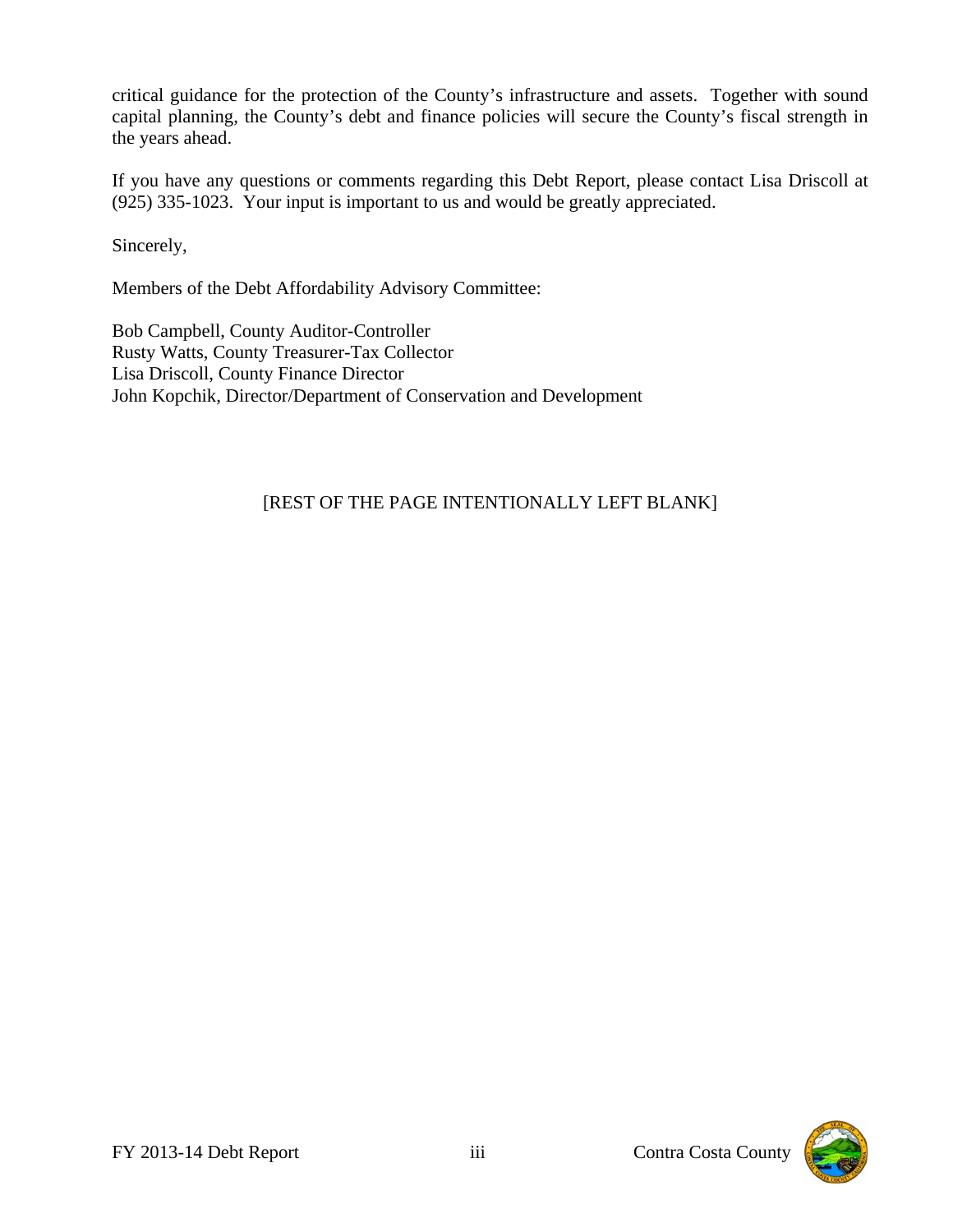critical guidance for the protection of the County's infrastructure and assets. Together with sound capital planning, the County's debt and finance policies will secure the County's fiscal strength in the years ahead.

If you have any questions or comments regarding this Debt Report, please contact Lisa Driscoll at (925) 335-1023. Your input is important to us and would be greatly appreciated.

Sincerely,

Members of the Debt Affordability Advisory Committee:

Bob Campbell, County Auditor-Controller
Rusty Watts, County Treasurer-Tax Collector
Lisa Driscoll, County Finance Director
John Kopchik, Director/Department of Conservation and Development

[REST OF THE PAGE INTENTIONALLY LEFT BLANK]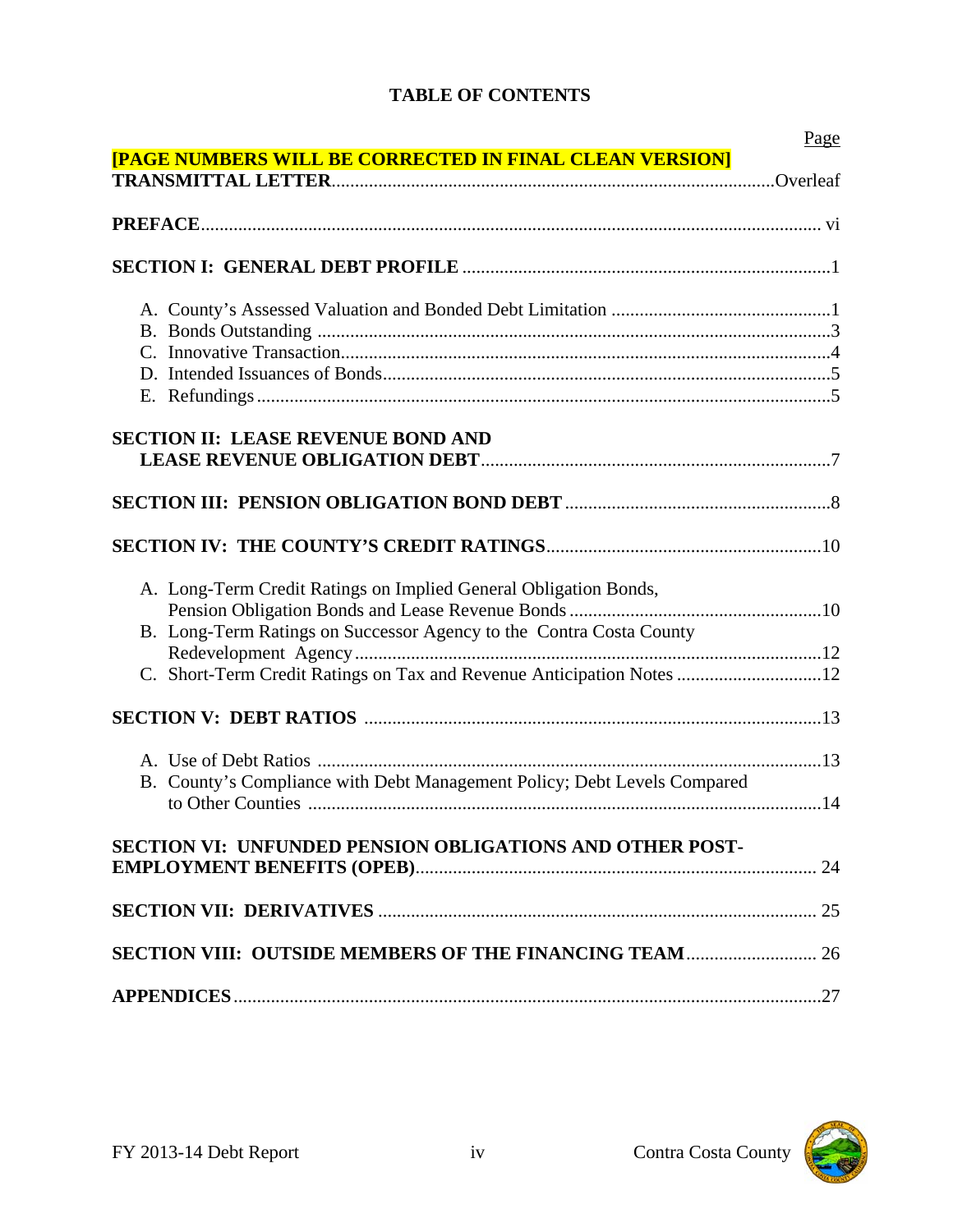# TABLE OF CONTENTS

| | Page |
|---|---|
| **[PAGE NUMBERS WILL BE CORRECTED IN FINAL CLEAN VERSION]** | |
| **TRANSMITTAL LETTER** | Overleaf |
| **PREFACE** | vi |
| **SECTION I: GENERAL DEBT PROFILE** | 1 |
| A. County's Assessed Valuation and Bonded Debt Limitation | 1 |
| B. Bonds Outstanding | 3 |
| C. Innovative Transaction | 4 |
| D. Intended Issuances of Bonds | 5 |
| E. Refundings | 5 |
| **SECTION II: LEASE REVENUE BOND AND LEASE REVENUE OBLIGATION DEBT** | 7 |
| **SECTION III: PENSION OBLIGATION BOND DEBT** | 8 |
| **SECTION IV: THE COUNTY'S CREDIT RATINGS** | 10 |
| A. Long-Term Credit Ratings on Implied General Obligation Bonds, Pension Obligation Bonds and Lease Revenue Bonds | 10 |
| B. Long-Term Ratings on Successor Agency to the Contra Costa County Redevelopment Agency | 12 |
| C. Short-Term Credit Ratings on Tax and Revenue Anticipation Notes | 12 |
| **SECTION V: DEBT RATIOS** | 13 |
| A. Use of Debt Ratios | 13 |
| B. County's Compliance with Debt Management Policy; Debt Levels Compared to Other Counties | 14 |
| **SECTION VI: UNFUNDED PENSION OBLIGATIONS AND OTHER POST-EMPLOYMENT BENEFITS (OPEB)** | 24 |
| **SECTION VII: DERIVATIVES** | 25 |
| **SECTION VIII: OUTSIDE MEMBERS OF THE FINANCING TEAM** | 26 |
| **APPENDICES** | 27 |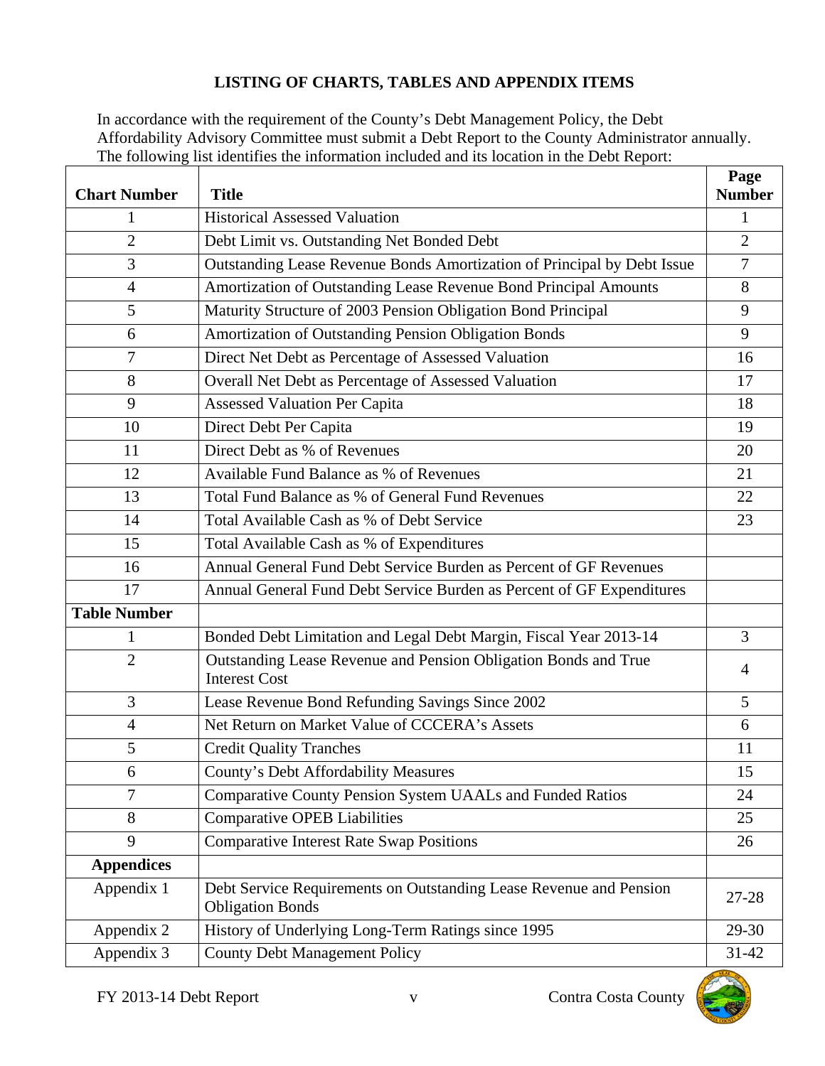# LISTING OF CHARTS, TABLES AND APPENDIX ITEMS

In accordance with the requirement of the County's Debt Management Policy, the Debt Affordability Advisory Committee must submit a Debt Report to the County Administrator annually. The following list identifies the information included and its location in the Debt Report:

| Chart Number | Title | Page Number |
|---|---|---|
| 1 | Historical Assessed Valuation | 1 |
| 2 | Debt Limit vs. Outstanding Net Bonded Debt | 2 |
| 3 | Outstanding Lease Revenue Bonds Amortization of Principal by Debt Issue | 7 |
| 4 | Amortization of Outstanding Lease Revenue Bond Principal Amounts | 8 |
| 5 | Maturity Structure of 2003 Pension Obligation Bond Principal | 9 |
| 6 | Amortization of Outstanding Pension Obligation Bonds | 9 |
| 7 | Direct Net Debt as Percentage of Assessed Valuation | 16 |
| 8 | Overall Net Debt as Percentage of Assessed Valuation | 17 |
| 9 | Assessed Valuation Per Capita | 18 |
| 10 | Direct Debt Per Capita | 19 |
| 11 | Direct Debt as % of Revenues | 20 |
| 12 | Available Fund Balance as % of Revenues | 21 |
| 13 | Total Fund Balance as % of General Fund Revenues | 22 |
| 14 | Total Available Cash as % of Debt Service | 23 |
| 15 | Total Available Cash as % of Expenditures | |
| 16 | Annual General Fund Debt Service Burden as Percent of GF Revenues | |
| 17 | Annual General Fund Debt Service Burden as Percent of GF Expenditures | |
| **Table Number** | | |
| 1 | Bonded Debt Limitation and Legal Debt Margin, Fiscal Year 2013-14 | 3 |
| 2 | Outstanding Lease Revenue and Pension Obligation Bonds and True Interest Cost | 4 |
| 3 | Lease Revenue Bond Refunding Savings Since 2002 | 5 |
| 4 | Net Return on Market Value of CCCERA's Assets | 6 |
| 5 | Credit Quality Tranches | 11 |
| 6 | County's Debt Affordability Measures | 15 |
| 7 | Comparative County Pension System UAALs and Funded Ratios | 24 |
| 8 | Comparative OPEB Liabilities | 25 |
| 9 | Comparative Interest Rate Swap Positions | 26 |
| **Appendices** | | |
| Appendix 1 | Debt Service Requirements on Outstanding Lease Revenue and Pension Obligation Bonds | 27-28 |
| Appendix 2 | History of Underlying Long-Term Ratings since 1995 | 29-30 |
| Appendix 3 | County Debt Management Policy | 31-42 |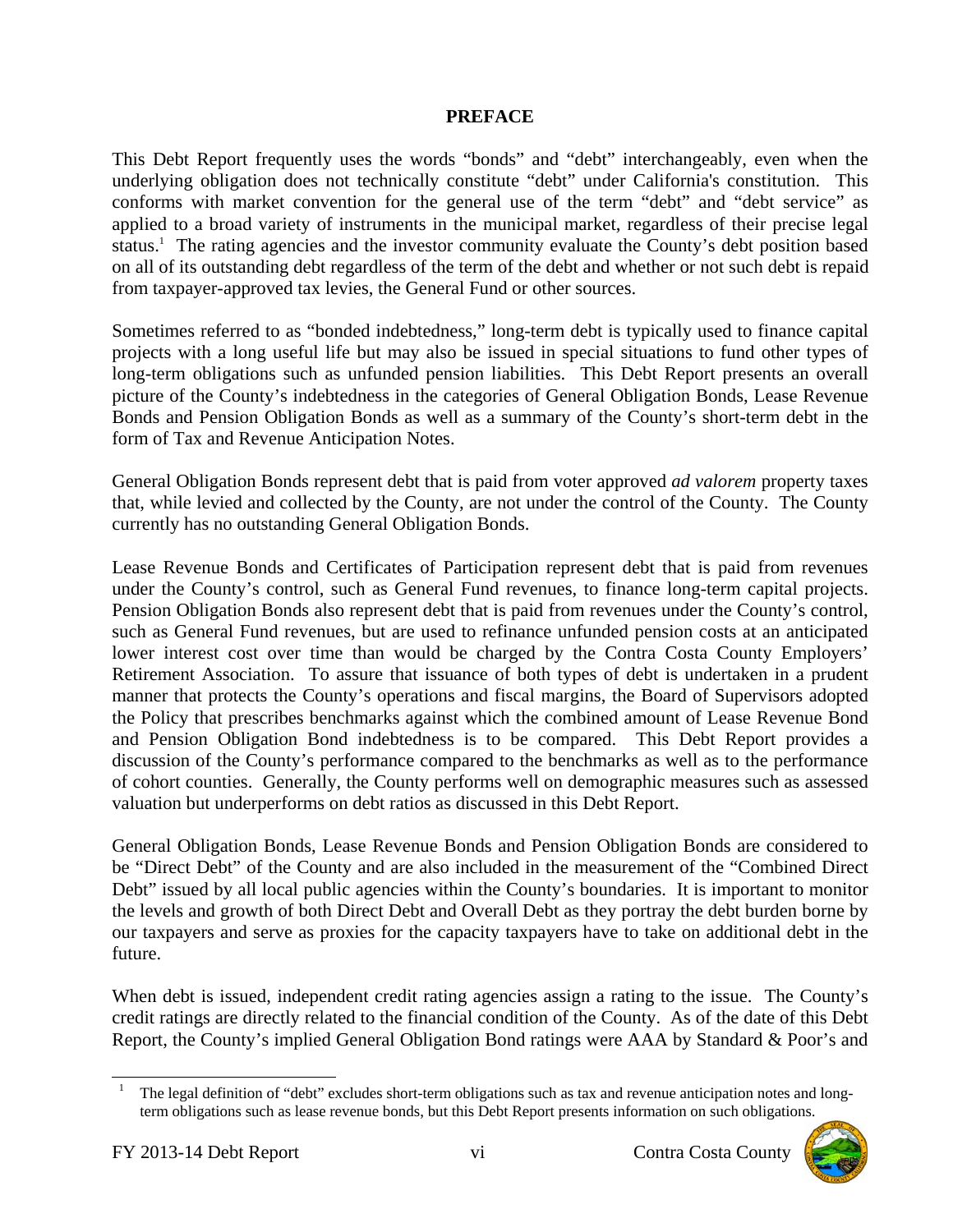## PREFACE

This Debt Report frequently uses the words "bonds" and "debt" interchangeably, even when the underlying obligation does not technically constitute "debt" under California's constitution. This conforms with market convention for the general use of the term "debt" and "debt service" as applied to a broad variety of instruments in the municipal market, regardless of their precise legal status.[1] The rating agencies and the investor community evaluate the County's debt position based on all of its outstanding debt regardless of the term of the debt and whether or not such debt is repaid from taxpayer-approved tax levies, the General Fund or other sources.

Sometimes referred to as "bonded indebtedness," long-term debt is typically used to finance capital projects with a long useful life but may also be issued in special situations to fund other types of long-term obligations such as unfunded pension liabilities. This Debt Report presents an overall picture of the County's indebtedness in the categories of General Obligation Bonds, Lease Revenue Bonds and Pension Obligation Bonds as well as a summary of the County's short-term debt in the form of Tax and Revenue Anticipation Notes.

General Obligation Bonds represent debt that is paid from voter approved *ad valorem* property taxes that, while levied and collected by the County, are not under the control of the County. The County currently has no outstanding General Obligation Bonds.

Lease Revenue Bonds and Certificates of Participation represent debt that is paid from revenues under the County's control, such as General Fund revenues, to finance long-term capital projects. Pension Obligation Bonds also represent debt that is paid from revenues under the County's control, such as General Fund revenues, but are used to refinance unfunded pension costs at an anticipated lower interest cost over time than would be charged by the Contra Costa County Employers' Retirement Association. To assure that issuance of both types of debt is undertaken in a prudent manner that protects the County's operations and fiscal margins, the Board of Supervisors adopted the Policy that prescribes benchmarks against which the combined amount of Lease Revenue Bond and Pension Obligation Bond indebtedness is to be compared. This Debt Report provides a discussion of the County's performance compared to the benchmarks as well as to the performance of cohort counties. Generally, the County performs well on demographic measures such as assessed valuation but underperforms on debt ratios as discussed in this Debt Report.

General Obligation Bonds, Lease Revenue Bonds and Pension Obligation Bonds are considered to be "Direct Debt" of the County and are also included in the measurement of the "Combined Direct Debt" issued by all local public agencies within the County's boundaries. It is important to monitor the levels and growth of both Direct Debt and Overall Debt as they portray the debt burden borne by our taxpayers and serve as proxies for the capacity taxpayers have to take on additional debt in the future.

When debt is issued, independent credit rating agencies assign a rating to the issue. The County's credit ratings are directly related to the financial condition of the County. As of the date of this Debt Report, the County's implied General Obligation Bond ratings were AAA by Standard & Poor's and

[1] The legal definition of "debt" excludes short-term obligations such as tax and revenue anticipation notes and long-term obligations such as lease revenue bonds, but this Debt Report presents information on such obligations.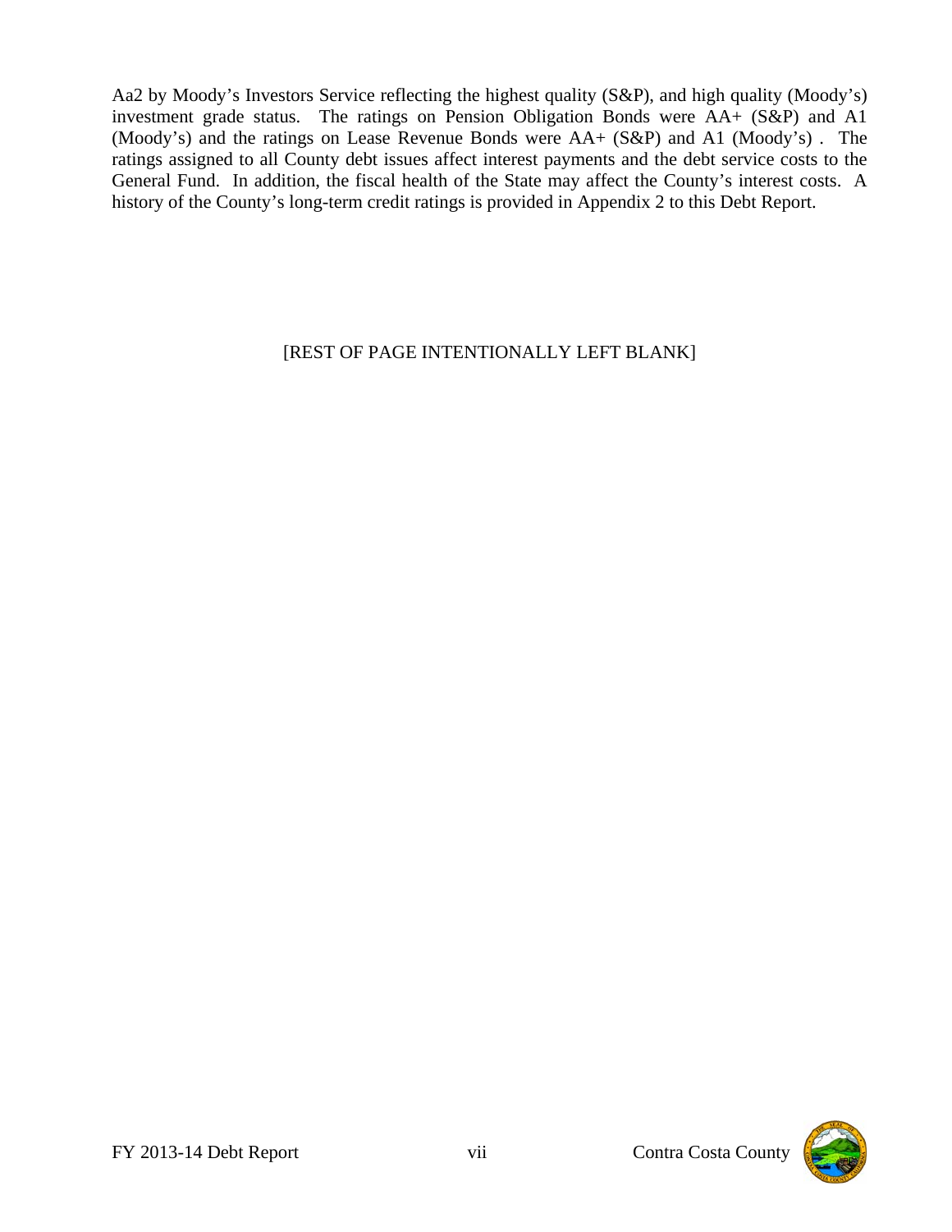Aa2 by Moody's Investors Service reflecting the highest quality (S&P), and high quality (Moody's) investment grade status. The ratings on Pension Obligation Bonds were AA+ (S&P) and A1 (Moody's) and the ratings on Lease Revenue Bonds were AA+ (S&P) and A1 (Moody's) . The ratings assigned to all County debt issues affect interest payments and the debt service costs to the General Fund. In addition, the fiscal health of the State may affect the County's interest costs. A history of the County's long-term credit ratings is provided in Appendix 2 to this Debt Report.

[REST OF PAGE INTENTIONALLY LEFT BLANK]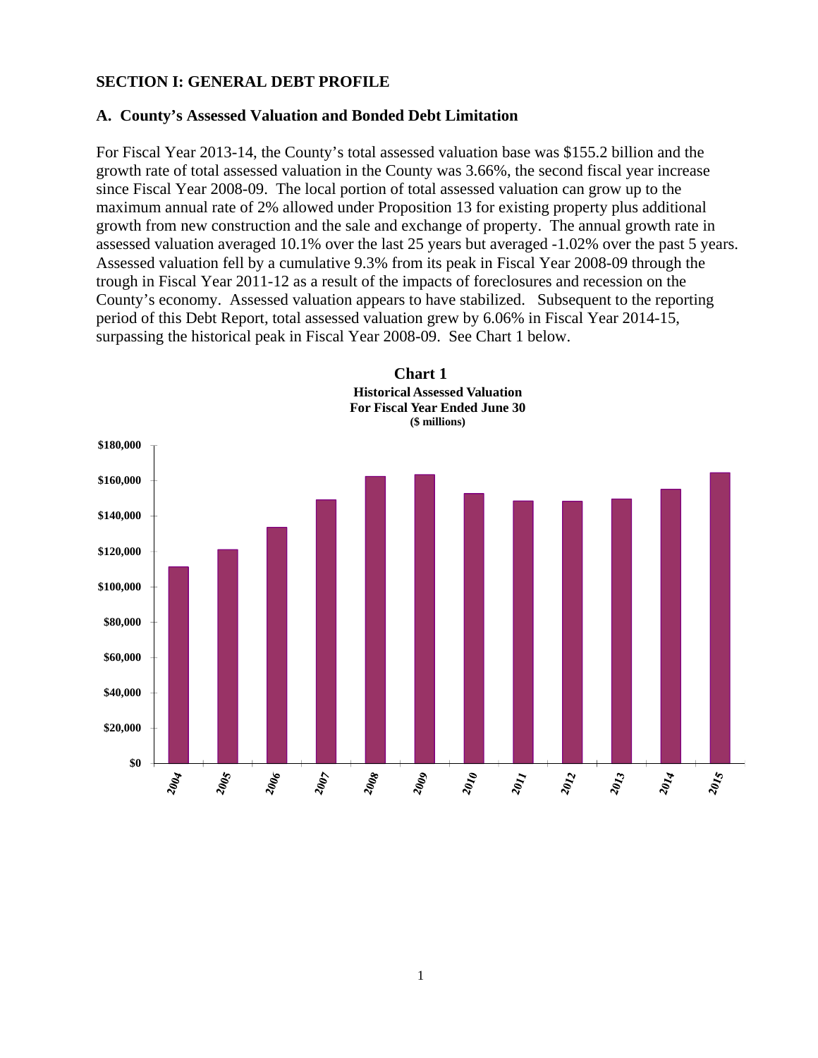## SECTION I: GENERAL DEBT PROFILE

### A. County's Assessed Valuation and Bonded Debt Limitation

For Fiscal Year 2013-14, the County's total assessed valuation base was $155.2 billion and the growth rate of total assessed valuation in the County was 3.66%, the second fiscal year increase since Fiscal Year 2008-09. The local portion of total assessed valuation can grow up to the maximum annual rate of 2% allowed under Proposition 13 for existing property plus additional growth from new construction and the sale and exchange of property. The annual growth rate in assessed valuation averaged 10.1% over the last 25 years but averaged -1.02% over the past 5 years. Assessed valuation fell by a cumulative 9.3% from its peak in Fiscal Year 2008-09 through the trough in Fiscal Year 2011-12 as a result of the impacts of foreclosures and recession on the County's economy. Assessed valuation appears to have stabilized. Subsequent to the reporting period of this Debt Report, total assessed valuation grew by 6.06% in Fiscal Year 2014-15, surpassing the historical peak in Fiscal Year 2008-09. See Chart 1 below.

**Chart 1**
**Historical Assessed Valuation**
**For Fiscal Year Ended June 30**
**($ millions)**

$180,000
$160,000
$140,000
$120,000
$100,000
$80,000
$60,000
$40,000
$20,000
$0

2004 2005 2006 2007 2008 2009 2010 2011 2012 2013 2014 2015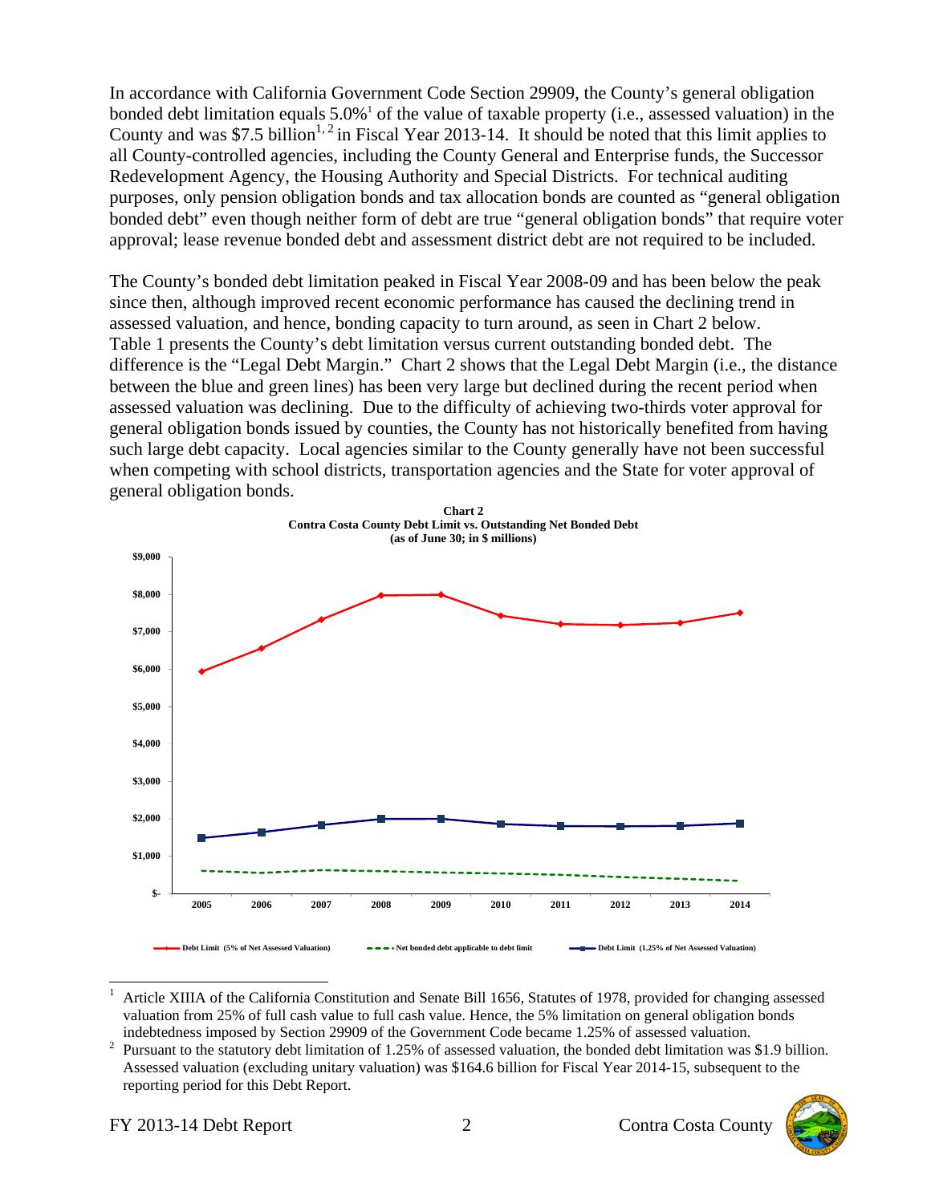In accordance with California Government Code Section 29909, the County's general obligation bonded debt limitation equals 5.0%[1] of the value of taxable property (i.e., assessed valuation) in the County and was $7.5 billion[1, 2] in Fiscal Year 2013-14. It should be noted that this limit applies to all County-controlled agencies, including the County General and Enterprise funds, the Successor Redevelopment Agency, the Housing Authority and Special Districts. For technical auditing purposes, only pension obligation bonds and tax allocation bonds are counted as "general obligation bonded debt" even though neither form of debt are true "general obligation bonds" that require voter approval; lease revenue bonded debt and assessment district debt are not required to be included.

The County's bonded debt limitation peaked in Fiscal Year 2008-09 and has been below the peak since then, although improved recent economic performance has caused the declining trend in assessed valuation, and hence, bonding capacity to turn around, as seen in Chart 2 below. Table 1 presents the County's debt limitation versus current outstanding bonded debt. The difference is the "Legal Debt Margin." Chart 2 shows that the Legal Debt Margin (i.e., the distance between the blue and green lines) has been very large but declined during the recent period when assessed valuation was declining. Due to the difficulty of achieving two-thirds voter approval for general obligation bonds issued by counties, the County has not historically benefited from having such large debt capacity. Local agencies similar to the County generally have not been successful when competing with school districts, transportation agencies and the State for voter approval of general obligation bonds.

**Chart 2**
**Contra Costa County Debt Limit vs. Outstanding Net Bonded Debt**
**(as of June 30; in $ millions)**

$9,000
$8,000
$7,000
$6,000
$5,000
$4,000
$3,000
$2,000
$1,000
$-

2005 2006 2007 2008 2009 2010 2011 2012 2013 2014

Debt Limit (5% of Net Assessed Valuation)
Net bonded debt applicable to debt limit
Debt Limit (1.25% of Net Assessed Valuation)

---

[1] Article XIIIA of the California Constitution and Senate Bill 1656, Statutes of 1978, provided for changing assessed valuation from 25% of full cash value to full cash value. Hence, the 5% limitation on general obligation bonds indebtedness imposed by Section 29909 of the Government Code became 1.25% of assessed valuation.

[2] Pursuant to the statutory debt limitation of 1.25% of assessed valuation, the bonded debt limitation was $1.9 billion. Assessed valuation (excluding unitary valuation) was $164.6 billion for Fiscal Year 2014-15, subsequent to the reporting period for this Debt Report.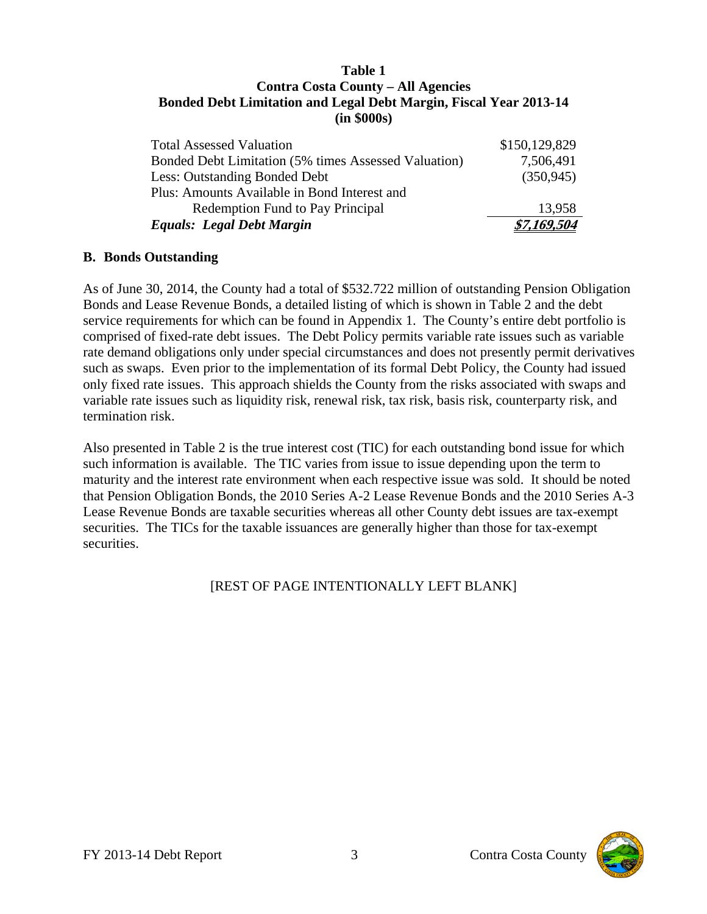**Table 1**
**Contra Costa County – All Agencies**
**Bonded Debt Limitation and Legal Debt Margin, Fiscal Year 2013-14**
**(in $000s)**

| | |
|---|---|
| Total Assessed Valuation | $150,129,829 |
| Bonded Debt Limitation (5% times Assessed Valuation) | 7,506,491 |
| Less: Outstanding Bonded Debt | (350,945) |
| Plus: Amounts Available in Bond Interest and Redemption Fund to Pay Principal | 13,958 |
| ***Equals: Legal Debt Margin*** | ***$7,169,504*** |

## B. Bonds Outstanding

As of June 30, 2014, the County had a total of $532.722 million of outstanding Pension Obligation Bonds and Lease Revenue Bonds, a detailed listing of which is shown in Table 2 and the debt service requirements for which can be found in Appendix 1. The County's entire debt portfolio is comprised of fixed-rate debt issues. The Debt Policy permits variable rate issues such as variable rate demand obligations only under special circumstances and does not presently permit derivatives such as swaps. Even prior to the implementation of its formal Debt Policy, the County had issued only fixed rate issues. This approach shields the County from the risks associated with swaps and variable rate issues such as liquidity risk, renewal risk, tax risk, basis risk, counterparty risk, and termination risk.

Also presented in Table 2 is the true interest cost (TIC) for each outstanding bond issue for which such information is available. The TIC varies from issue to issue depending upon the term to maturity and the interest rate environment when each respective issue was sold. It should be noted that Pension Obligation Bonds, the 2010 Series A-2 Lease Revenue Bonds and the 2010 Series A-3 Lease Revenue Bonds are taxable securities whereas all other County debt issues are tax-exempt securities. The TICs for the taxable issuances are generally higher than those for tax-exempt securities.

[REST OF PAGE INTENTIONALLY LEFT BLANK]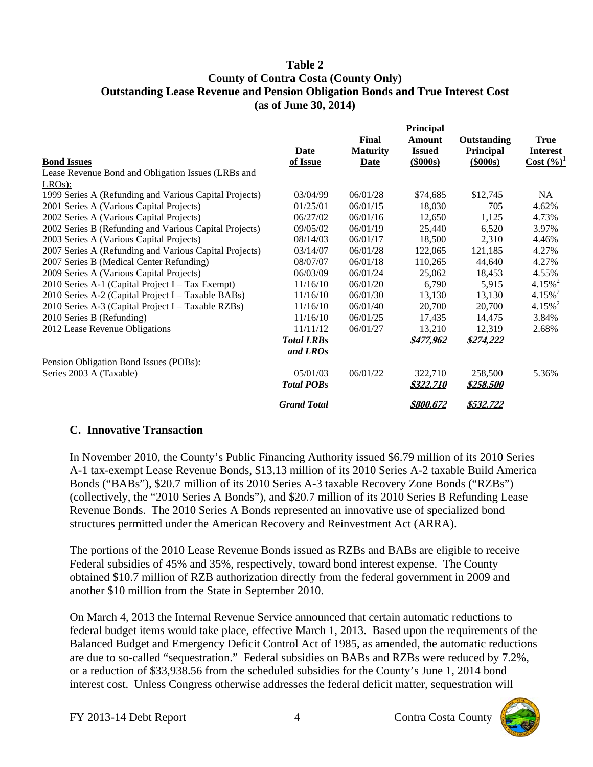**Table 2**
**County of Contra Costa (County Only)**
**Outstanding Lease Revenue and Pension Obligation Bonds and True Interest Cost**
**(as of June 30, 2014)**

| Bond Issues | Date of Issue | Final Maturity Date | Principal Amount Issued ($000s) | Outstanding Principal ($000s) | True Interest Cost (%)[1] |
|---|---|---|---|---|---|
| Lease Revenue Bond and Obligation Issues (LRBs and LROs): | | | | | |
| 1999 Series A (Refunding and Various Capital Projects) | 03/04/99 | 06/01/28 | $74,685 | $12,745 | NA |
| 2001 Series A (Various Capital Projects) | 01/25/01 | 06/01/15 | 18,030 | 705 | 4.62% |
| 2002 Series A (Various Capital Projects) | 06/27/02 | 06/01/16 | 12,650 | 1,125 | 4.73% |
| 2002 Series B (Refunding and Various Capital Projects) | 09/05/02 | 06/01/19 | 25,440 | 6,520 | 3.97% |
| 2003 Series A (Various Capital Projects) | 08/14/03 | 06/01/17 | 18,500 | 2,310 | 4.46% |
| 2007 Series A (Refunding and Various Capital Projects) | 03/14/07 | 06/01/28 | 122,065 | 121,185 | 4.27% |
| 2007 Series B (Medical Center Refunding) | 08/07/07 | 06/01/18 | 110,265 | 44,640 | 4.27% |
| 2009 Series A (Various Capital Projects) | 06/03/09 | 06/01/24 | 25,062 | 18,453 | 4.55% |
| 2010 Series A-1 (Capital Project I – Tax Exempt) | 11/16/10 | 06/01/20 | 6,790 | 5,915 | 4.15%[2] |
| 2010 Series A-2 (Capital Project I – Taxable BABs) | 11/16/10 | 06/01/30 | 13,130 | 13,130 | 4.15%[2] |
| 2010 Series A-3 (Capital Project I – Taxable RZBs) | 11/16/10 | 06/01/40 | 20,700 | 20,700 | 4.15%[2] |
| 2010 Series B (Refunding) | 11/16/10 | 06/01/25 | 17,435 | 14,475 | 3.84% |
| 2012 Lease Revenue Obligations | 11/11/12 | 06/01/27 | 13,210 | 12,319 | 2.68% |
| | ***Total LRBs and LROs*** | | ***$477,962*** | ***$274,222*** | |
| Pension Obligation Bond Issues (POBs): | | | | | |
| Series 2003 A (Taxable) | 05/01/03 | 06/01/22 | 322,710 | 258,500 | 5.36% |
| | ***Total POBs*** | | ***$322,710*** | ***$258,500*** | |
| | ***Grand Total*** | | ***$800,672*** | ***$532,722*** | |

## C. Innovative Transaction

In November 2010, the County's Public Financing Authority issued $6.79 million of its 2010 Series A-1 tax-exempt Lease Revenue Bonds, $13.13 million of its 2010 Series A-2 taxable Build America Bonds ("BABs"), $20.7 million of its 2010 Series A-3 taxable Recovery Zone Bonds ("RZBs") (collectively, the "2010 Series A Bonds"), and $20.7 million of its 2010 Series B Refunding Lease Revenue Bonds. The 2010 Series A Bonds represented an innovative use of specialized bond structures permitted under the American Recovery and Reinvestment Act (ARRA).

The portions of the 2010 Lease Revenue Bonds issued as RZBs and BABs are eligible to receive Federal subsidies of 45% and 35%, respectively, toward bond interest expense. The County obtained $10.7 million of RZB authorization directly from the federal government in 2009 and another $10 million from the State in September 2010.

On March 4, 2013 the Internal Revenue Service announced that certain automatic reductions to federal budget items would take place, effective March 1, 2013. Based upon the requirements of the Balanced Budget and Emergency Deficit Control Act of 1985, as amended, the automatic reductions are due to so-called "sequestration." Federal subsidies on BABs and RZBs were reduced by 7.2%, or a reduction of $33,938.56 from the scheduled subsidies for the County's June 1, 2014 bond interest cost. Unless Congress otherwise addresses the federal deficit matter, sequestration will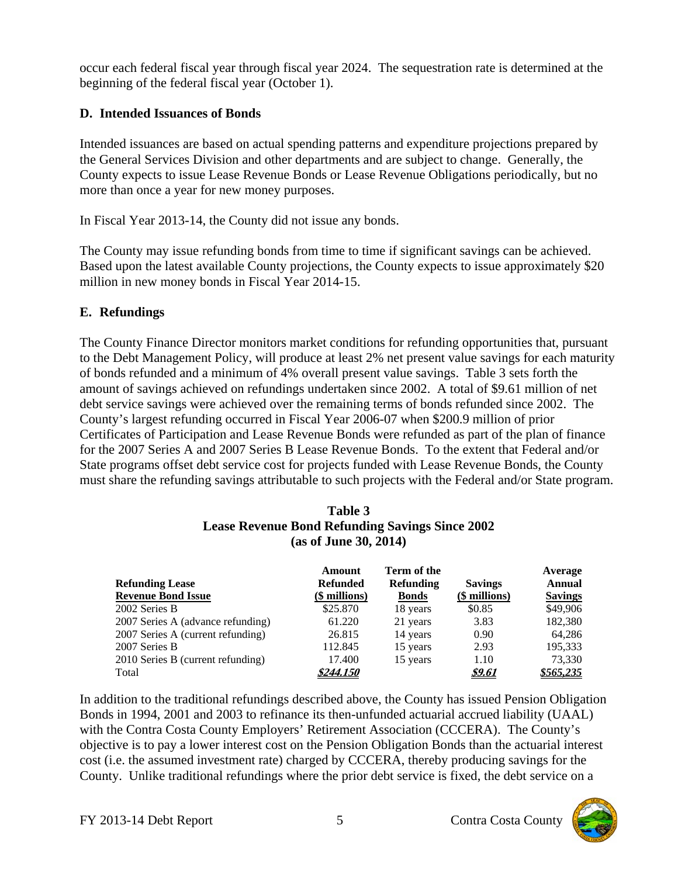occur each federal fiscal year through fiscal year 2024. The sequestration rate is determined at the beginning of the federal fiscal year (October 1).

### D. Intended Issuances of Bonds

Intended issuances are based on actual spending patterns and expenditure projections prepared by the General Services Division and other departments and are subject to change. Generally, the County expects to issue Lease Revenue Bonds or Lease Revenue Obligations periodically, but no more than once a year for new money purposes.

In Fiscal Year 2013-14, the County did not issue any bonds.

The County may issue refunding bonds from time to time if significant savings can be achieved. Based upon the latest available County projections, the County expects to issue approximately $20 million in new money bonds in Fiscal Year 2014-15.

### E. Refundings

The County Finance Director monitors market conditions for refunding opportunities that, pursuant to the Debt Management Policy, will produce at least 2% net present value savings for each maturity of bonds refunded and a minimum of 4% overall present value savings. Table 3 sets forth the amount of savings achieved on refundings undertaken since 2002. A total of $9.61 million of net debt service savings were achieved over the remaining terms of bonds refunded since 2002. The County's largest refunding occurred in Fiscal Year 2006-07 when $200.9 million of prior Certificates of Participation and Lease Revenue Bonds were refunded as part of the plan of finance for the 2007 Series A and 2007 Series B Lease Revenue Bonds. To the extent that Federal and/or State programs offset debt service cost for projects funded with Lease Revenue Bonds, the County must share the refunding savings attributable to such projects with the Federal and/or State program.

**Table 3**
**Lease Revenue Bond Refunding Savings Since 2002**
**(as of June 30, 2014)**

| Refunding Lease Revenue Bond Issue | Amount Refunded ($ millions) | Term of the Refunding Bonds | Savings ($ millions) | Average Annual Savings |
|---|---|---|---|---|
| 2002 Series B | $25.870 | 18 years | $0.85 | $49,906 |
| 2007 Series A (advance refunding) | 61.220 | 21 years | 3.83 | 182,380 |
| 2007 Series A (current refunding) | 26.815 | 14 years | 0.90 | 64,286 |
| 2007 Series B | 112.845 | 15 years | 2.93 | 195,333 |
| 2010 Series B (current refunding) | 17.400 | 15 years | 1.10 | 73,330 |
| Total | ***$244.150*** | | ***$9.61*** | ***$565,235*** |

In addition to the traditional refundings described above, the County has issued Pension Obligation Bonds in 1994, 2001 and 2003 to refinance its then-unfunded actuarial accrued liability (UAAL) with the Contra Costa County Employers' Retirement Association (CCCERA). The County's objective is to pay a lower interest cost on the Pension Obligation Bonds than the actuarial interest cost (i.e. the assumed investment rate) charged by CCCERA, thereby producing savings for the County. Unlike traditional refundings where the prior debt service is fixed, the debt service on a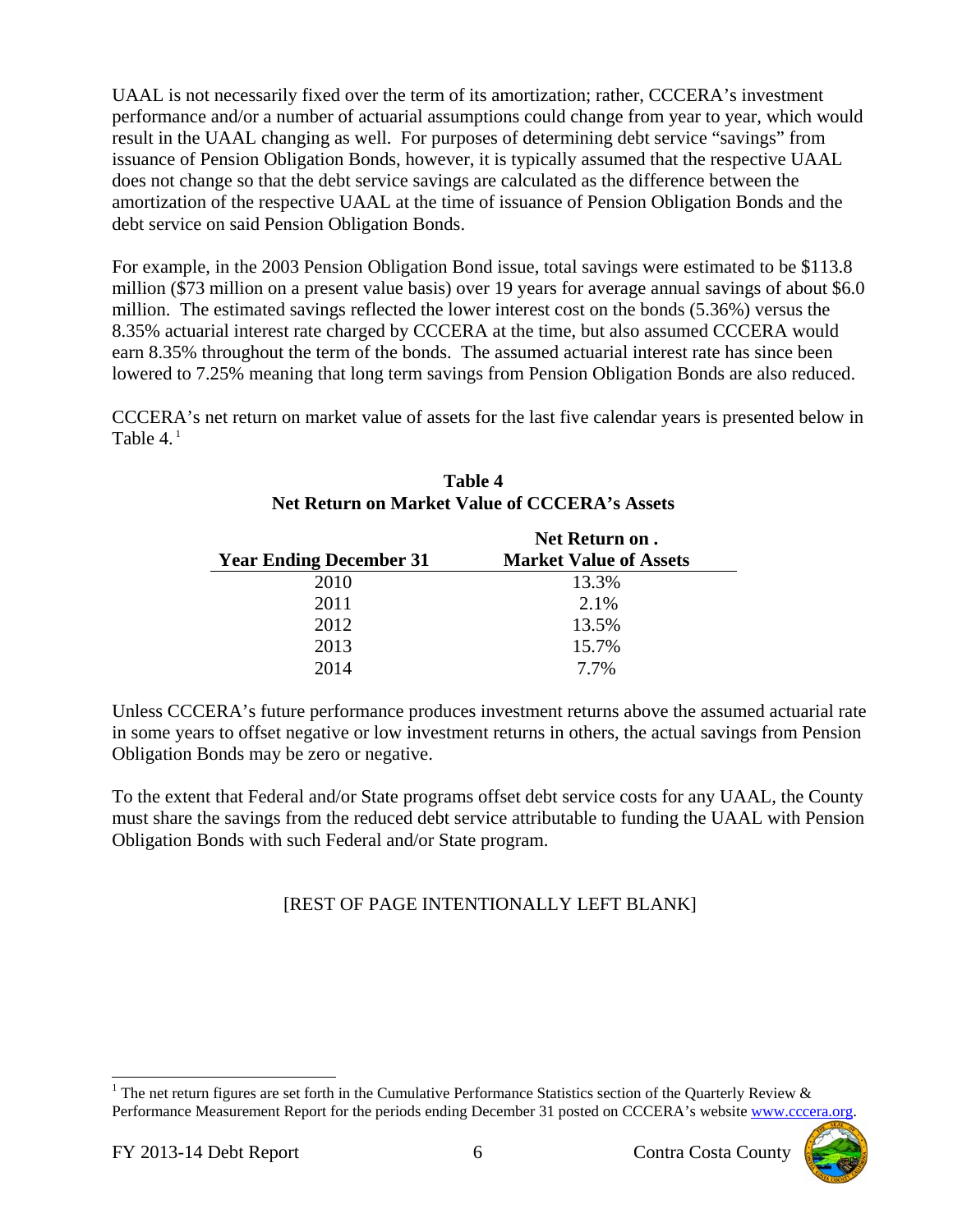UAAL is not necessarily fixed over the term of its amortization; rather, CCCERA's investment performance and/or a number of actuarial assumptions could change from year to year, which would result in the UAAL changing as well. For purposes of determining debt service "savings" from issuance of Pension Obligation Bonds, however, it is typically assumed that the respective UAAL does not change so that the debt service savings are calculated as the difference between the amortization of the respective UAAL at the time of issuance of Pension Obligation Bonds and the debt service on said Pension Obligation Bonds.

For example, in the 2003 Pension Obligation Bond issue, total savings were estimated to be $113.8 million ($73 million on a present value basis) over 19 years for average annual savings of about $6.0 million. The estimated savings reflected the lower interest cost on the bonds (5.36%) versus the 8.35% actuarial interest rate charged by CCCERA at the time, but also assumed CCCERA would earn 8.35% throughout the term of the bonds. The assumed actuarial interest rate has since been lowered to 7.25% meaning that long term savings from Pension Obligation Bonds are also reduced.

CCCERA's net return on market value of assets for the last five calendar years is presented below in Table 4.[1]

**Table 4**
**Net Return on Market Value of CCCERA's Assets**

| Year Ending December 31 | Net Return on . Market Value of Assets |
|---|---|
| 2010 | 13.3% |
| 2011 | 2.1% |
| 2012 | 13.5% |
| 2013 | 15.7% |
| 2014 | 7.7% |

Unless CCCERA's future performance produces investment returns above the assumed actuarial rate in some years to offset negative or low investment returns in others, the actual savings from Pension Obligation Bonds may be zero or negative.

To the extent that Federal and/or State programs offset debt service costs for any UAAL, the County must share the savings from the reduced debt service attributable to funding the UAAL with Pension Obligation Bonds with such Federal and/or State program.

[REST OF PAGE INTENTIONALLY LEFT BLANK]

[1] The net return figures are set forth in the Cumulative Performance Statistics section of the Quarterly Review & Performance Measurement Report for the periods ending December 31 posted on CCCERA's website www.cccera.org.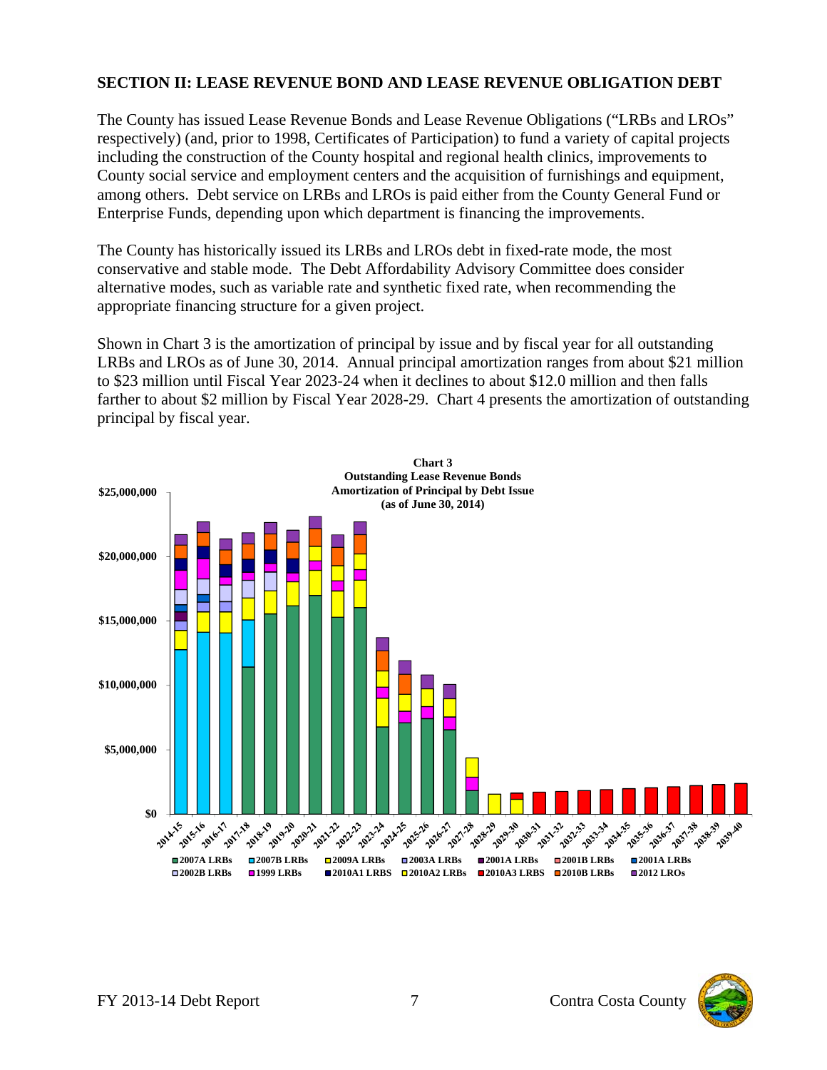## SECTION II: LEASE REVENUE BOND AND LEASE REVENUE OBLIGATION DEBT

The County has issued Lease Revenue Bonds and Lease Revenue Obligations ("LRBs and LROs" respectively) (and, prior to 1998, Certificates of Participation) to fund a variety of capital projects including the construction of the County hospital and regional health clinics, improvements to County social service and employment centers and the acquisition of furnishings and equipment, among others. Debt service on LRBs and LROs is paid either from the County General Fund or Enterprise Funds, depending upon which department is financing the improvements.

The County has historically issued its LRBs and LROs debt in fixed-rate mode, the most conservative and stable mode. The Debt Affordability Advisory Committee does consider alternative modes, such as variable rate and synthetic fixed rate, when recommending the appropriate financing structure for a given project.

Shown in Chart 3 is the amortization of principal by issue and by fiscal year for all outstanding LRBs and LROs as of June 30, 2014. Annual principal amortization ranges from about $21 million to $23 million until Fiscal Year 2023-24 when it declines to about $12.0 million and then falls farther to about $2 million by Fiscal Year 2028-29. Chart 4 presents the amortization of outstanding principal by fiscal year.

**Chart 3**
**Outstanding Lease Revenue Bonds**
**Amortization of Principal by Debt Issue**
**(as of June 30, 2014)**

$25,000,000
$20,000,000
$15,000,000
$10,000,000
$5,000,000
$0

2014-15, 2015-16, 2016-17, 2017-18, 2018-19, 2019-20, 2020-21, 2021-22, 2022-23, 2023-24, 2024-25, 2025-26, 2026-27, 2027-28, 2028-29, 2029-30, 2030-31, 2031-32, 2032-33, 2033-34, 2034-35, 2035-36, 2036-37, 2037-38, 2038-39, 2039-40

2007A LRBs, 2007B LRBs, 2009A LRBs, 2003A LRBs, 2001A LRBs, 2001B LRBs, 2001A LRBs, 2002B LRBs, 1999 LRBs, 2010A1 LRBS, 2010A2 LRBs, 2010A3 LRBS, 2010B LRBs, 2012 LROs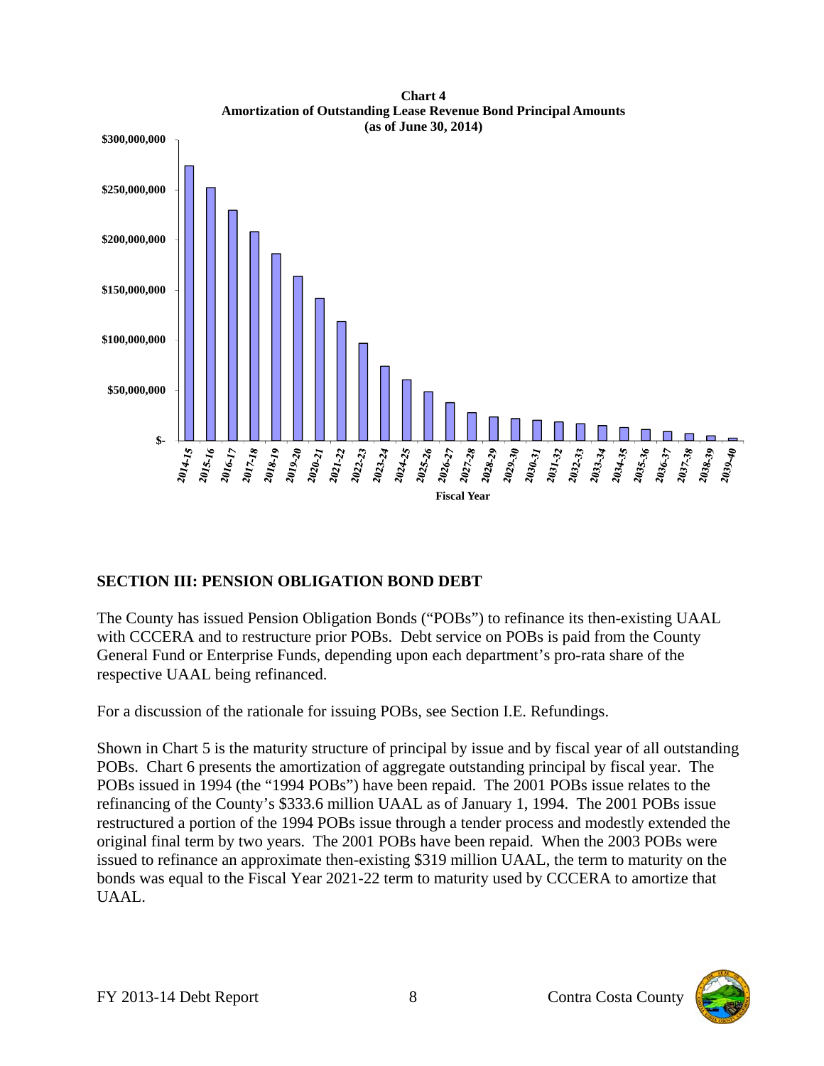**Chart 4**
**Amortization of Outstanding Lease Revenue Bond Principal Amounts**
**(as of June 30, 2014)**

$300,000,000
$250,000,000
$200,000,000
$150,000,000
$100,000,000
$50,000,000
$-

2014-15 2015-16 2016-17 2017-18 2018-19 2019-20 2020-21 2021-22 2022-23 2023-24 2024-25 2025-26 2026-27 2027-28 2028-29 2029-30 2030-31 2031-32 2032-33 2033-34 2034-35 2035-36 2036-37 2037-38 2038-39 2039-40

Fiscal Year

## SECTION III: PENSION OBLIGATION BOND DEBT

The County has issued Pension Obligation Bonds ("POBs") to refinance its then-existing UAAL with CCCERA and to restructure prior POBs. Debt service on POBs is paid from the County General Fund or Enterprise Funds, depending upon each department's pro-rata share of the respective UAAL being refinanced.

For a discussion of the rationale for issuing POBs, see Section I.E. Refundings.

Shown in Chart 5 is the maturity structure of principal by issue and by fiscal year of all outstanding POBs. Chart 6 presents the amortization of aggregate outstanding principal by fiscal year. The POBs issued in 1994 (the "1994 POBs") have been repaid. The 2001 POBs issue relates to the refinancing of the County's $333.6 million UAAL as of January 1, 1994. The 2001 POBs issue restructured a portion of the 1994 POBs issue through a tender process and modestly extended the original final term by two years. The 2001 POBs have been repaid. When the 2003 POBs were issued to refinance an approximate then-existing $319 million UAAL, the term to maturity on the bonds was equal to the Fiscal Year 2021-22 term to maturity used by CCCERA to amortize that UAAL.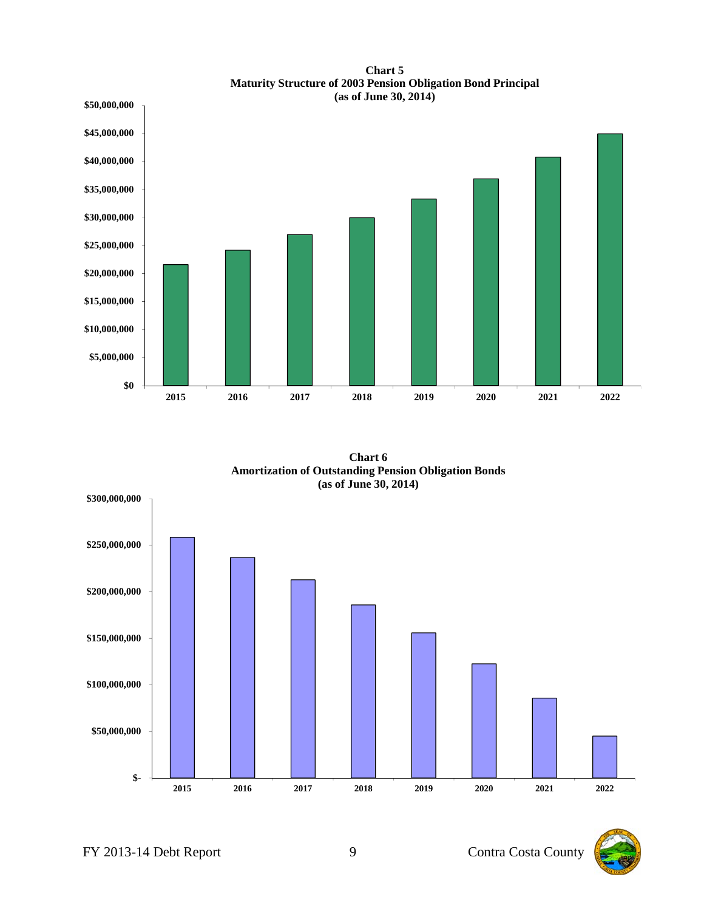**Chart 5**
**Maturity Structure of 2003 Pension Obligation Bond Principal**
**(as of June 30, 2014)**

$50,000,000
$45,000,000
$40,000,000
$35,000,000
$30,000,000
$25,000,000
$20,000,000
$15,000,000
$10,000,000
$5,000,000
$0

2015 2016 2017 2018 2019 2020 2021 2022

**Chart 6**
**Amortization of Outstanding Pension Obligation Bonds**
**(as of June 30, 2014)**

$300,000,000
$250,000,000
$200,000,000
$150,000,000
$100,000,000
$50,000,000
$-

2015 2016 2017 2018 2019 2020 2021 2022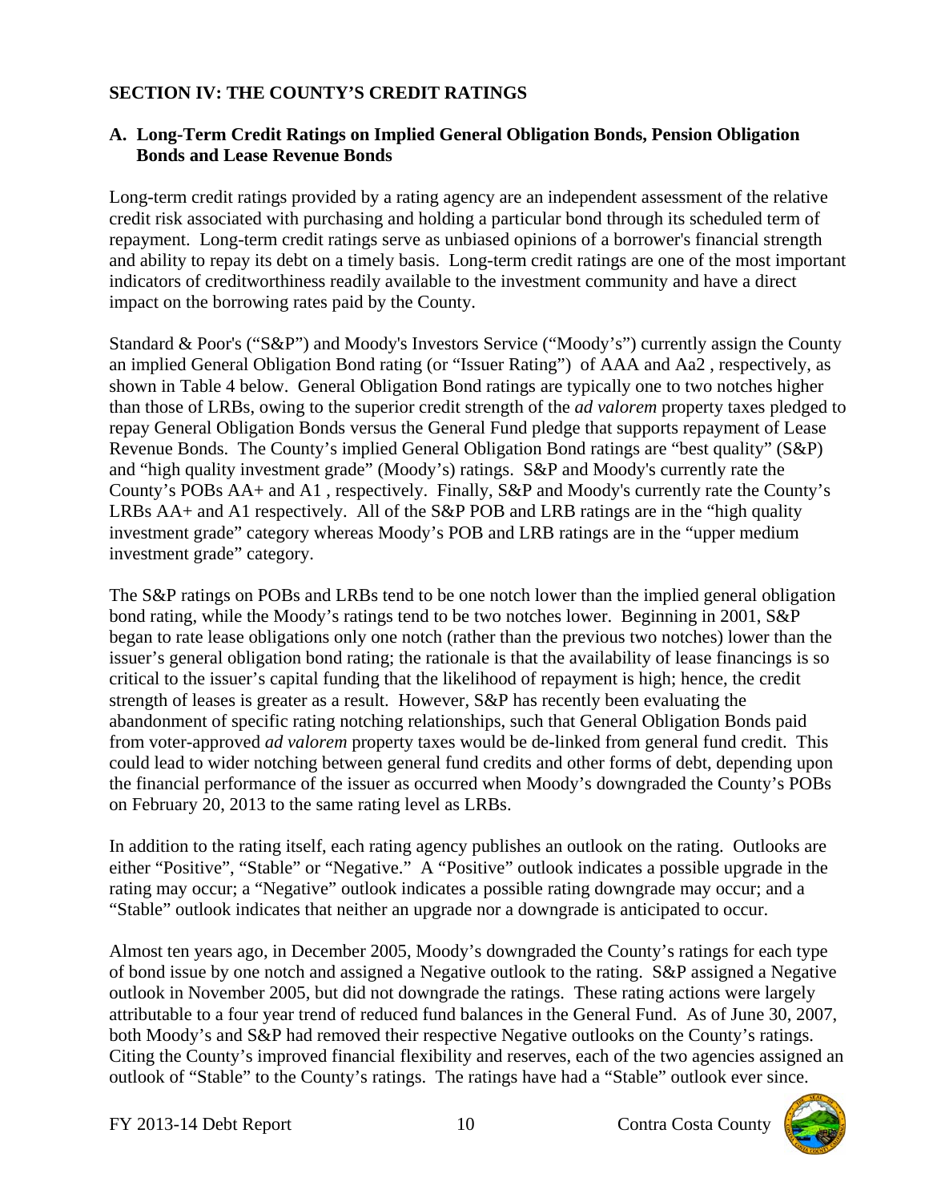## SECTION IV: THE COUNTY'S CREDIT RATINGS

### A. Long-Term Credit Ratings on Implied General Obligation Bonds, Pension Obligation Bonds and Lease Revenue Bonds

Long-term credit ratings provided by a rating agency are an independent assessment of the relative credit risk associated with purchasing and holding a particular bond through its scheduled term of repayment. Long-term credit ratings serve as unbiased opinions of a borrower's financial strength and ability to repay its debt on a timely basis. Long-term credit ratings are one of the most important indicators of creditworthiness readily available to the investment community and have a direct impact on the borrowing rates paid by the County.

Standard & Poor's ("S&P") and Moody's Investors Service ("Moody's") currently assign the County an implied General Obligation Bond rating (or "Issuer Rating") of AAA and Aa2 , respectively, as shown in Table 4 below. General Obligation Bond ratings are typically one to two notches higher than those of LRBs, owing to the superior credit strength of the *ad valorem* property taxes pledged to repay General Obligation Bonds versus the General Fund pledge that supports repayment of Lease Revenue Bonds. The County's implied General Obligation Bond ratings are "best quality" (S&P) and "high quality investment grade" (Moody's) ratings. S&P and Moody's currently rate the County's POBs AA+ and A1 , respectively. Finally, S&P and Moody's currently rate the County's LRBs AA+ and A1 respectively. All of the S&P POB and LRB ratings are in the "high quality investment grade" category whereas Moody's POB and LRB ratings are in the "upper medium investment grade" category.

The S&P ratings on POBs and LRBs tend to be one notch lower than the implied general obligation bond rating, while the Moody's ratings tend to be two notches lower. Beginning in 2001, S&P began to rate lease obligations only one notch (rather than the previous two notches) lower than the issuer's general obligation bond rating; the rationale is that the availability of lease financings is so critical to the issuer's capital funding that the likelihood of repayment is high; hence, the credit strength of leases is greater as a result. However, S&P has recently been evaluating the abandonment of specific rating notching relationships, such that General Obligation Bonds paid from voter-approved *ad valorem* property taxes would be de-linked from general fund credit. This could lead to wider notching between general fund credits and other forms of debt, depending upon the financial performance of the issuer as occurred when Moody's downgraded the County's POBs on February 20, 2013 to the same rating level as LRBs.

In addition to the rating itself, each rating agency publishes an outlook on the rating. Outlooks are either "Positive", "Stable" or "Negative." A "Positive" outlook indicates a possible upgrade in the rating may occur; a "Negative" outlook indicates a possible rating downgrade may occur; and a "Stable" outlook indicates that neither an upgrade nor a downgrade is anticipated to occur.

Almost ten years ago, in December 2005, Moody's downgraded the County's ratings for each type of bond issue by one notch and assigned a Negative outlook to the rating. S&P assigned a Negative outlook in November 2005, but did not downgrade the ratings. These rating actions were largely attributable to a four year trend of reduced fund balances in the General Fund. As of June 30, 2007, both Moody's and S&P had removed their respective Negative outlooks on the County's ratings. Citing the County's improved financial flexibility and reserves, each of the two agencies assigned an outlook of "Stable" to the County's ratings. The ratings have had a "Stable" outlook ever since.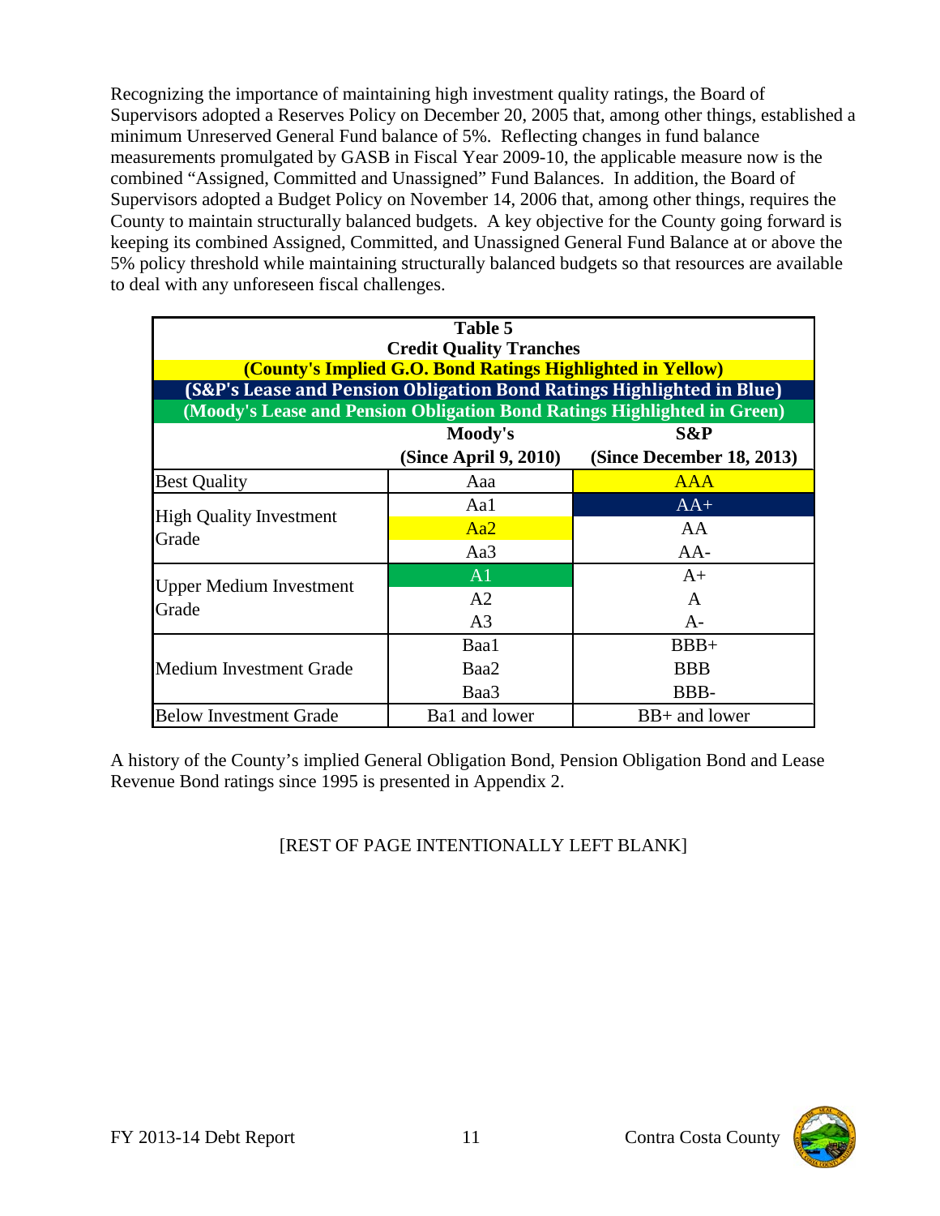Recognizing the importance of maintaining high investment quality ratings, the Board of Supervisors adopted a Reserves Policy on December 20, 2005 that, among other things, established a minimum Unreserved General Fund balance of 5%. Reflecting changes in fund balance measurements promulgated by GASB in Fiscal Year 2009-10, the applicable measure now is the combined "Assigned, Committed and Unassigned" Fund Balances. In addition, the Board of Supervisors adopted a Budget Policy on November 14, 2006 that, among other things, requires the County to maintain structurally balanced budgets. A key objective for the County going forward is keeping its combined Assigned, Committed, and Unassigned General Fund Balance at or above the 5% policy threshold while maintaining structurally balanced budgets so that resources are available to deal with any unforeseen fiscal challenges.

**Table 5**
**Credit Quality Tranches**
**(County's Implied G.O. Bond Ratings Highlighted in Yellow)**
**(S&P's Lease and Pension Obligation Bond Ratings Highlighted in Blue)**
**(Moody's Lease and Pension Obligation Bond Ratings Highlighted in Green)**

| | Moody's (Since April 9, 2010) | S&P (Since December 18, 2013) |
|---|---|---|
| Best Quality | Aaa | AAA |
| High Quality Investment Grade | Aa1 | AA+ |
| | Aa2 | AA |
| | Aa3 | AA- |
| Upper Medium Investment Grade | A1 | A+ |
| | A2 | A |
| | A3 | A- |
| Medium Investment Grade | Baa1 | BBB+ |
| | Baa2 | BBB |
| | Baa3 | BBB- |
| Below Investment Grade | Ba1 and lower | BB+ and lower |

A history of the County's implied General Obligation Bond, Pension Obligation Bond and Lease Revenue Bond ratings since 1995 is presented in Appendix 2.

[REST OF PAGE INTENTIONALLY LEFT BLANK]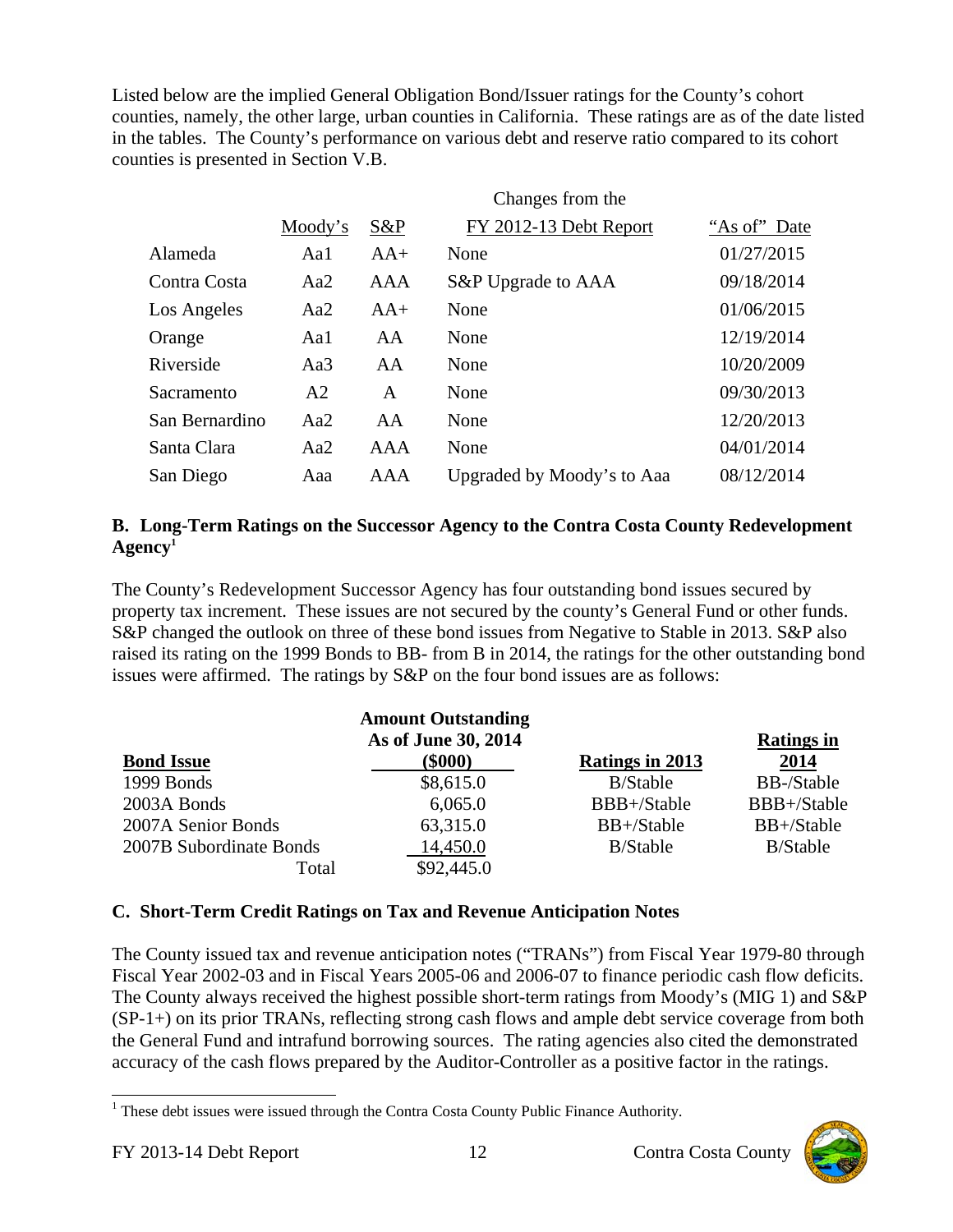Listed below are the implied General Obligation Bond/Issuer ratings for the County's cohort counties, namely, the other large, urban counties in California. These ratings are as of the date listed in the tables. The County's performance on various debt and reserve ratio compared to its cohort counties is presented in Section V.B.

| | Moody's | S&P | Changes from the FY 2012-13 Debt Report | "As of" Date |
|---|---|---|---|---|
| Alameda | Aa1 | AA+ | None | 01/27/2015 |
| Contra Costa | Aa2 | AAA | S&P Upgrade to AAA | 09/18/2014 |
| Los Angeles | Aa2 | AA+ | None | 01/06/2015 |
| Orange | Aa1 | AA | None | 12/19/2014 |
| Riverside | Aa3 | AA | None | 10/20/2009 |
| Sacramento | A2 | A | None | 09/30/2013 |
| San Bernardino | Aa2 | AA | None | 12/20/2013 |
| Santa Clara | Aa2 | AAA | None | 04/01/2014 |
| San Diego | Aaa | AAA | Upgraded by Moody's to Aaa | 08/12/2014 |

## B. Long-Term Ratings on the Successor Agency to the Contra Costa County Redevelopment Agency[1]

The County's Redevelopment Successor Agency has four outstanding bond issues secured by property tax increment. These issues are not secured by the county's General Fund or other funds. S&P changed the outlook on three of these bond issues from Negative to Stable in 2013. S&P also raised its rating on the 1999 Bonds to BB- from B in 2014, the ratings for the other outstanding bond issues were affirmed. The ratings by S&P on the four bond issues are as follows:

| Bond Issue | Amount Outstanding As of June 30, 2014 ($000) | Ratings in 2013 | Ratings in 2014 |
|---|---|---|---|
| 1999 Bonds | $8,615.0 | B/Stable | BB-/Stable |
| 2003A Bonds | 6,065.0 | BBB+/Stable | BBB+/Stable |
| 2007A Senior Bonds | 63,315.0 | BB+/Stable | BB+/Stable |
| 2007B Subordinate Bonds | 14,450.0 | B/Stable | B/Stable |
| Total | $92,445.0 | | |

## C. Short-Term Credit Ratings on Tax and Revenue Anticipation Notes

The County issued tax and revenue anticipation notes ("TRANs") from Fiscal Year 1979-80 through Fiscal Year 2002-03 and in Fiscal Years 2005-06 and 2006-07 to finance periodic cash flow deficits. The County always received the highest possible short-term ratings from Moody's (MIG 1) and S&P (SP-1+) on its prior TRANs, reflecting strong cash flows and ample debt service coverage from both the General Fund and intrafund borrowing sources. The rating agencies also cited the demonstrated accuracy of the cash flows prepared by the Auditor-Controller as a positive factor in the ratings.

[1] These debt issues were issued through the Contra Costa County Public Finance Authority.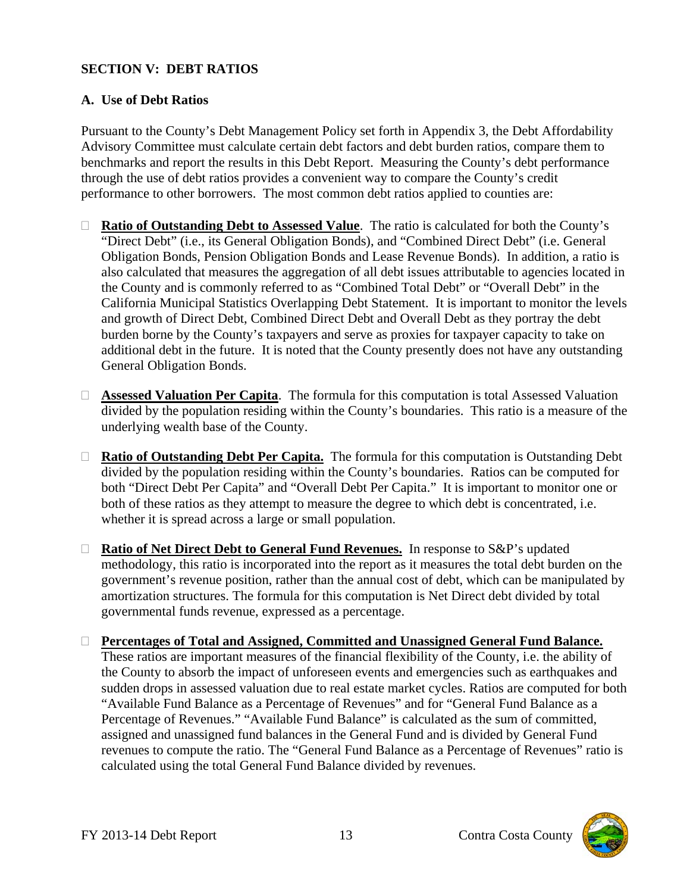## SECTION V: DEBT RATIOS

### A. Use of Debt Ratios

Pursuant to the County's Debt Management Policy set forth in Appendix 3, the Debt Affordability Advisory Committee must calculate certain debt factors and debt burden ratios, compare them to benchmarks and report the results in this Debt Report. Measuring the County's debt performance through the use of debt ratios provides a convenient way to compare the County's credit performance to other borrowers. The most common debt ratios applied to counties are:

- **Ratio of Outstanding Debt to Assessed Value**. The ratio is calculated for both the County's "Direct Debt" (i.e., its General Obligation Bonds), and "Combined Direct Debt" (i.e. General Obligation Bonds, Pension Obligation Bonds and Lease Revenue Bonds). In addition, a ratio is also calculated that measures the aggregation of all debt issues attributable to agencies located in the County and is commonly referred to as "Combined Total Debt" or "Overall Debt" in the California Municipal Statistics Overlapping Debt Statement. It is important to monitor the levels and growth of Direct Debt, Combined Direct Debt and Overall Debt as they portray the debt burden borne by the County's taxpayers and serve as proxies for taxpayer capacity to take on additional debt in the future. It is noted that the County presently does not have any outstanding General Obligation Bonds.

- **Assessed Valuation Per Capita**. The formula for this computation is total Assessed Valuation divided by the population residing within the County's boundaries. This ratio is a measure of the underlying wealth base of the County.

- **Ratio of Outstanding Debt Per Capita.** The formula for this computation is Outstanding Debt divided by the population residing within the County's boundaries. Ratios can be computed for both "Direct Debt Per Capita" and "Overall Debt Per Capita." It is important to monitor one or both of these ratios as they attempt to measure the degree to which debt is concentrated, i.e. whether it is spread across a large or small population.

- **Ratio of Net Direct Debt to General Fund Revenues.** In response to S&P's updated methodology, this ratio is incorporated into the report as it measures the total debt burden on the government's revenue position, rather than the annual cost of debt, which can be manipulated by amortization structures. The formula for this computation is Net Direct debt divided by total governmental funds revenue, expressed as a percentage.

- **Percentages of Total and Assigned, Committed and Unassigned General Fund Balance.** These ratios are important measures of the financial flexibility of the County, i.e. the ability of the County to absorb the impact of unforeseen events and emergencies such as earthquakes and sudden drops in assessed valuation due to real estate market cycles. Ratios are computed for both "Available Fund Balance as a Percentage of Revenues" and for "General Fund Balance as a Percentage of Revenues." "Available Fund Balance" is calculated as the sum of committed, assigned and unassigned fund balances in the General Fund and is divided by General Fund revenues to compute the ratio. The "General Fund Balance as a Percentage of Revenues" ratio is calculated using the total General Fund Balance divided by revenues.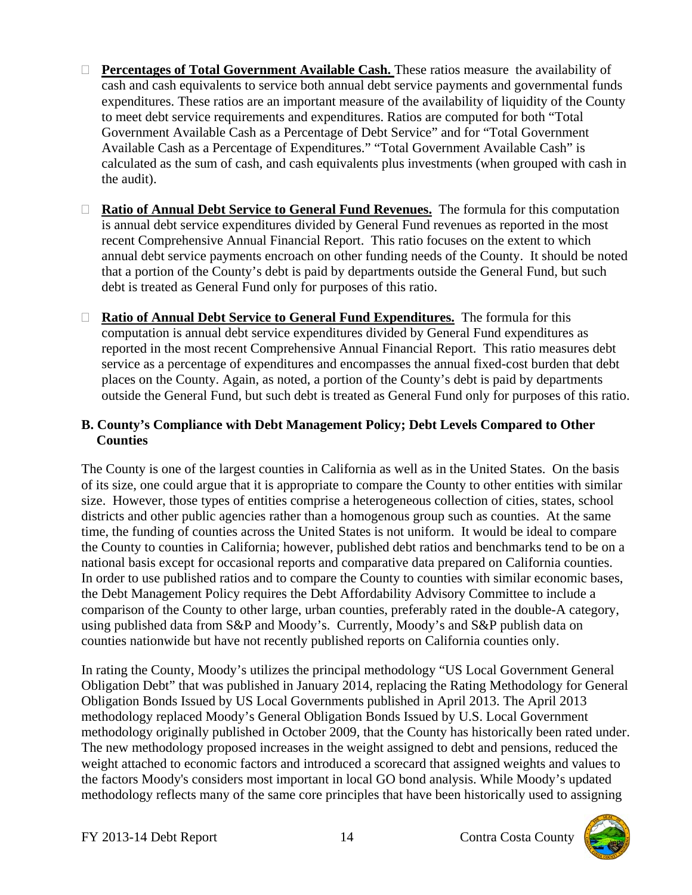- **Percentages of Total Government Available Cash.** These ratios measure the availability of cash and cash equivalents to service both annual debt service payments and governmental funds expenditures. These ratios are an important measure of the availability of liquidity of the County to meet debt service requirements and expenditures. Ratios are computed for both "Total Government Available Cash as a Percentage of Debt Service" and for "Total Government Available Cash as a Percentage of Expenditures." "Total Government Available Cash" is calculated as the sum of cash, and cash equivalents plus investments (when grouped with cash in the audit).

- **Ratio of Annual Debt Service to General Fund Revenues.** The formula for this computation is annual debt service expenditures divided by General Fund revenues as reported in the most recent Comprehensive Annual Financial Report. This ratio focuses on the extent to which annual debt service payments encroach on other funding needs of the County. It should be noted that a portion of the County's debt is paid by departments outside the General Fund, but such debt is treated as General Fund only for purposes of this ratio.

- **Ratio of Annual Debt Service to General Fund Expenditures.** The formula for this computation is annual debt service expenditures divided by General Fund expenditures as reported in the most recent Comprehensive Annual Financial Report. This ratio measures debt service as a percentage of expenditures and encompasses the annual fixed-cost burden that debt places on the County. Again, as noted, a portion of the County's debt is paid by departments outside the General Fund, but such debt is treated as General Fund only for purposes of this ratio.

### B. County's Compliance with Debt Management Policy; Debt Levels Compared to Other Counties

The County is one of the largest counties in California as well as in the United States. On the basis of its size, one could argue that it is appropriate to compare the County to other entities with similar size. However, those types of entities comprise a heterogeneous collection of cities, states, school districts and other public agencies rather than a homogenous group such as counties. At the same time, the funding of counties across the United States is not uniform. It would be ideal to compare the County to counties in California; however, published debt ratios and benchmarks tend to be on a national basis except for occasional reports and comparative data prepared on California counties. In order to use published ratios and to compare the County to counties with similar economic bases, the Debt Management Policy requires the Debt Affordability Advisory Committee to include a comparison of the County to other large, urban counties, preferably rated in the double-A category, using published data from S&P and Moody's. Currently, Moody's and S&P publish data on counties nationwide but have not recently published reports on California counties only.

In rating the County, Moody's utilizes the principal methodology "US Local Government General Obligation Debt" that was published in January 2014, replacing the Rating Methodology for General Obligation Bonds Issued by US Local Governments published in April 2013. The April 2013 methodology replaced Moody's General Obligation Bonds Issued by U.S. Local Government methodology originally published in October 2009, that the County has historically been rated under. The new methodology proposed increases in the weight assigned to debt and pensions, reduced the weight attached to economic factors and introduced a scorecard that assigned weights and values to the factors Moody's considers most important in local GO bond analysis. While Moody's updated methodology reflects many of the same core principles that have been historically used to assigning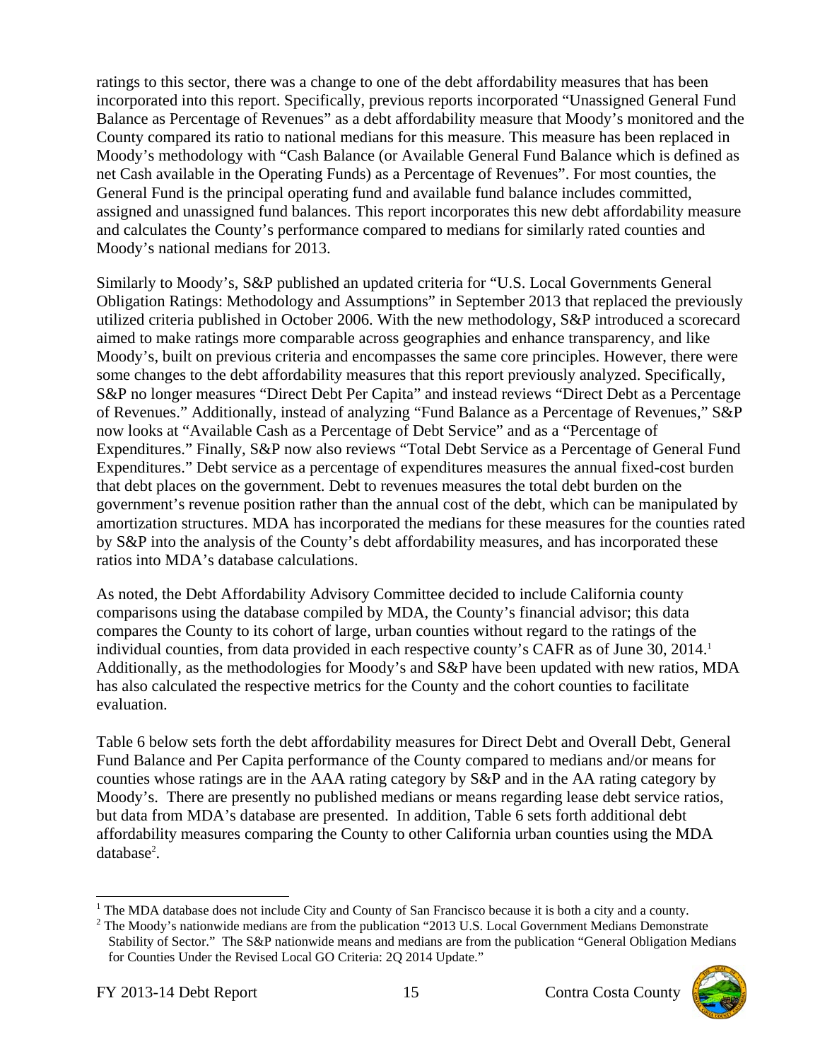ratings to this sector, there was a change to one of the debt affordability measures that has been incorporated into this report. Specifically, previous reports incorporated "Unassigned General Fund Balance as Percentage of Revenues" as a debt affordability measure that Moody's monitored and the County compared its ratio to national medians for this measure. This measure has been replaced in Moody's methodology with "Cash Balance (or Available General Fund Balance which is defined as net Cash available in the Operating Funds) as a Percentage of Revenues". For most counties, the General Fund is the principal operating fund and available fund balance includes committed, assigned and unassigned fund balances. This report incorporates this new debt affordability measure and calculates the County's performance compared to medians for similarly rated counties and Moody's national medians for 2013.

Similarly to Moody's, S&P published an updated criteria for "U.S. Local Governments General Obligation Ratings: Methodology and Assumptions" in September 2013 that replaced the previously utilized criteria published in October 2006. With the new methodology, S&P introduced a scorecard aimed to make ratings more comparable across geographies and enhance transparency, and like Moody's, built on previous criteria and encompasses the same core principles. However, there were some changes to the debt affordability measures that this report previously analyzed. Specifically, S&P no longer measures "Direct Debt Per Capita" and instead reviews "Direct Debt as a Percentage of Revenues." Additionally, instead of analyzing "Fund Balance as a Percentage of Revenues," S&P now looks at "Available Cash as a Percentage of Debt Service" and as a "Percentage of Expenditures." Finally, S&P now also reviews "Total Debt Service as a Percentage of General Fund Expenditures." Debt service as a percentage of expenditures measures the annual fixed-cost burden that debt places on the government. Debt to revenues measures the total debt burden on the government's revenue position rather than the annual cost of the debt, which can be manipulated by amortization structures. MDA has incorporated the medians for these measures for the counties rated by S&P into the analysis of the County's debt affordability measures, and has incorporated these ratios into MDA's database calculations.

As noted, the Debt Affordability Advisory Committee decided to include California county comparisons using the database compiled by MDA, the County's financial advisor; this data compares the County to its cohort of large, urban counties without regard to the ratings of the individual counties, from data provided in each respective county's CAFR as of June 30, 2014.[1] Additionally, as the methodologies for Moody's and S&P have been updated with new ratios, MDA has also calculated the respective metrics for the County and the cohort counties to facilitate evaluation.

Table 6 below sets forth the debt affordability measures for Direct Debt and Overall Debt, General Fund Balance and Per Capita performance of the County compared to medians and/or means for counties whose ratings are in the AAA rating category by S&P and in the AA rating category by Moody's. There are presently no published medians or means regarding lease debt service ratios, but data from MDA's database are presented. In addition, Table 6 sets forth additional debt affordability measures comparing the County to other California urban counties using the MDA database[2].

[1] The MDA database does not include City and County of San Francisco because it is both a city and a county.

[2] The Moody's nationwide medians are from the publication "2013 U.S. Local Government Medians Demonstrate Stability of Sector." The S&P nationwide means and medians are from the publication "General Obligation Medians for Counties Under the Revised Local GO Criteria: 2Q 2014 Update."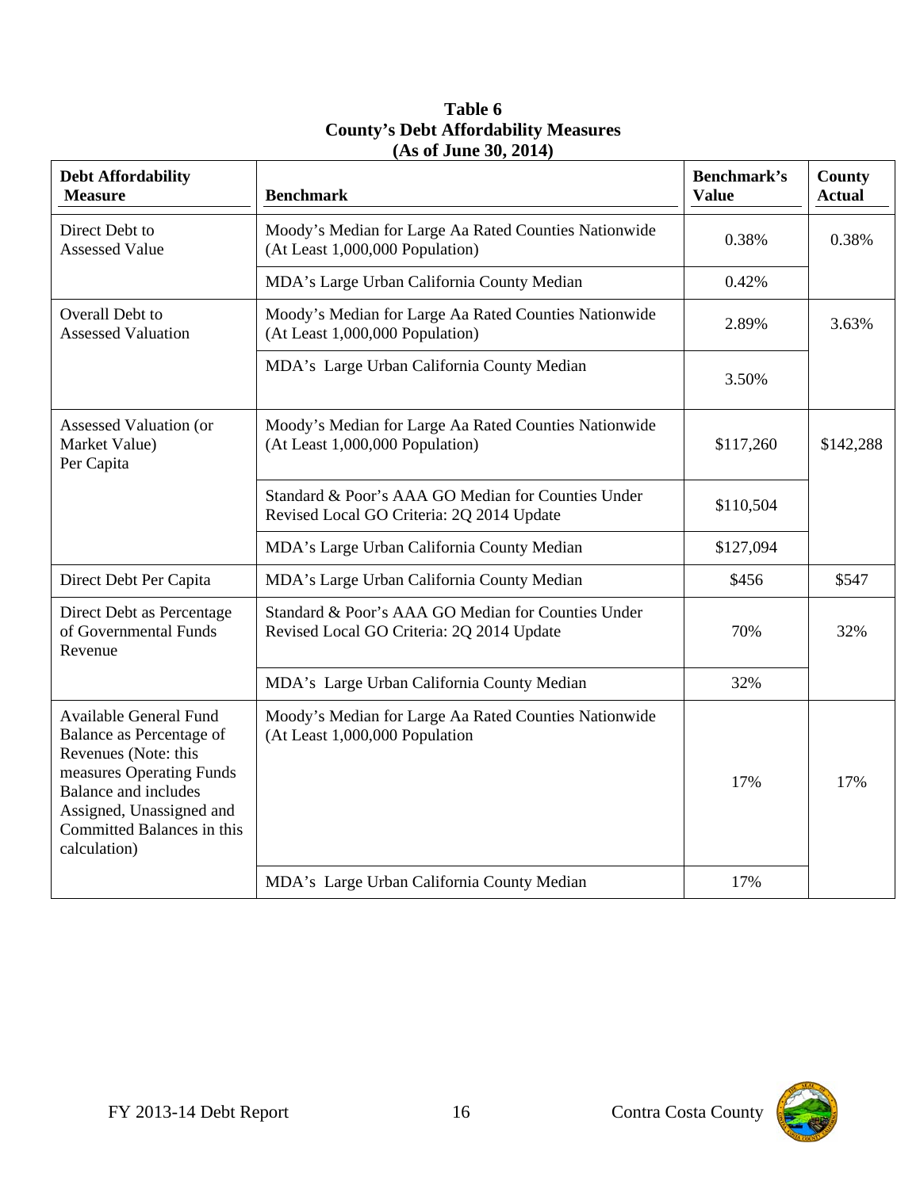**Table 6**
**County's Debt Affordability Measures**
**(As of June 30, 2014)**

| Debt Affordability Measure | Benchmark | Benchmark's Value | County Actual |
|---|---|---|---|
| Direct Debt to Assessed Value | Moody's Median for Large Aa Rated Counties Nationwide (At Least 1,000,000 Population) | 0.38% | 0.38% |
| | MDA's Large Urban California County Median | 0.42% | |
| Overall Debt to Assessed Valuation | Moody's Median for Large Aa Rated Counties Nationwide (At Least 1,000,000 Population) | 2.89% | 3.63% |
| | MDA's Large Urban California County Median | 3.50% | |
| Assessed Valuation (or Market Value) Per Capita | Moody's Median for Large Aa Rated Counties Nationwide (At Least 1,000,000 Population) | \$117,260 | \$142,288 |
| | Standard & Poor's AAA GO Median for Counties Under Revised Local GO Criteria: 2Q 2014 Update | \$110,504 | |
| | MDA's Large Urban California County Median | \$127,094 | |
| Direct Debt Per Capita | MDA's Large Urban California County Median | \$456 | \$547 |
| Direct Debt as Percentage of Governmental Funds Revenue | Standard & Poor's AAA GO Median for Counties Under Revised Local GO Criteria: 2Q 2014 Update | 70% | 32% |
| | MDA's Large Urban California County Median | 32% | |
| Available General Fund Balance as Percentage of Revenues (Note: this measures Operating Funds Balance and includes Assigned, Unassigned and Committed Balances in this calculation) | Moody's Median for Large Aa Rated Counties Nationwide (At Least 1,000,000 Population | 17% | 17% |
| | MDA's Large Urban California County Median | 17% | |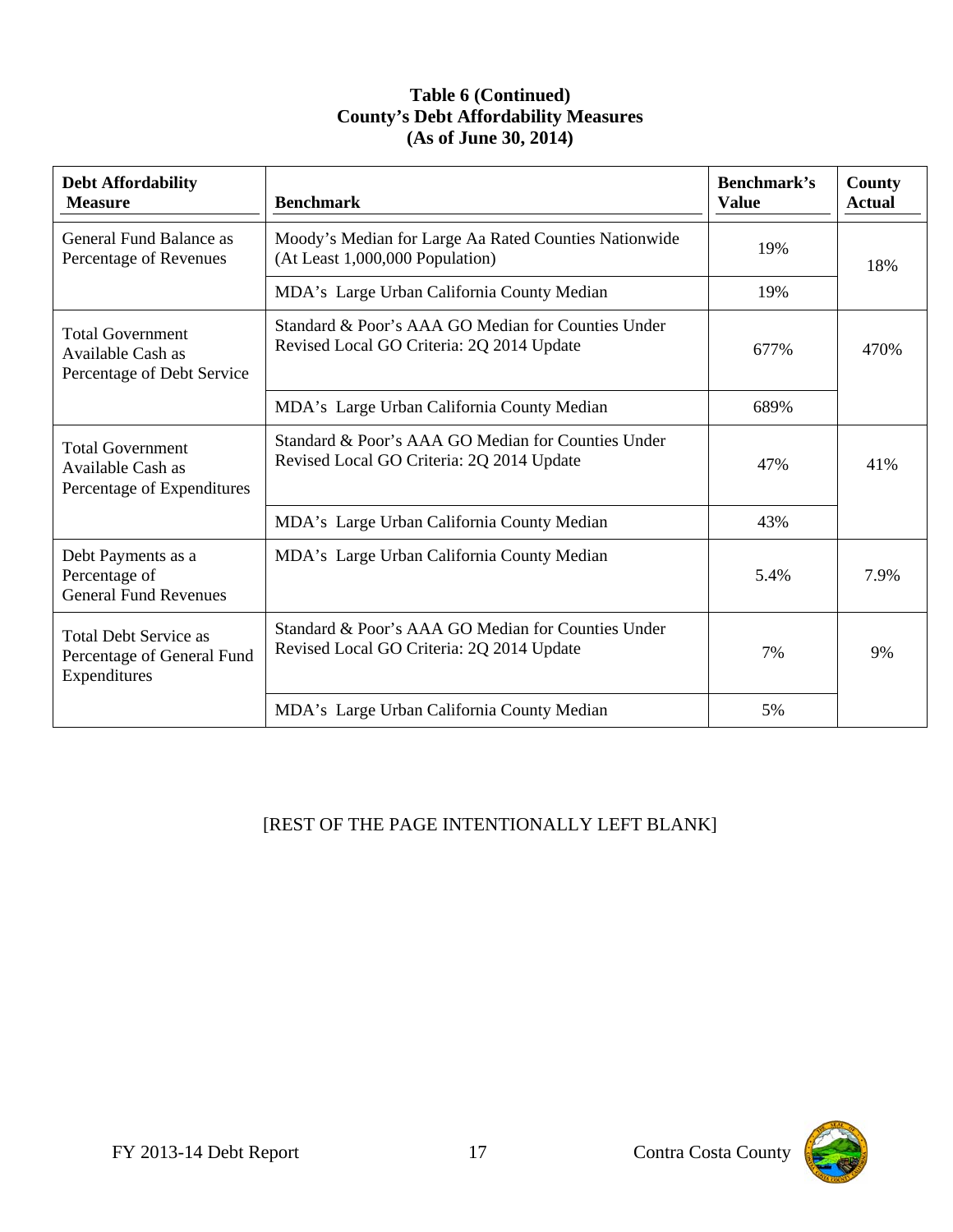**Table 6 (Continued)**
**County's Debt Affordability Measures**
**(As of June 30, 2014)**

| Debt Affordability Measure | Benchmark | Benchmark's Value | County Actual |
|---|---|---|---|
| General Fund Balance as Percentage of Revenues | Moody's Median for Large Aa Rated Counties Nationwide (At Least 1,000,000 Population) | 19% | 18% |
| | MDA's Large Urban California County Median | 19% | |
| Total Government Available Cash as Percentage of Debt Service | Standard & Poor's AAA GO Median for Counties Under Revised Local GO Criteria: 2Q 2014 Update | 677% | 470% |
| | MDA's Large Urban California County Median | 689% | |
| Total Government Available Cash as Percentage of Expenditures | Standard & Poor's AAA GO Median for Counties Under Revised Local GO Criteria: 2Q 2014 Update | 47% | 41% |
| | MDA's Large Urban California County Median | 43% | |
| Debt Payments as a Percentage of General Fund Revenues | MDA's Large Urban California County Median | 5.4% | 7.9% |
| Total Debt Service as Percentage of General Fund Expenditures | Standard & Poor's AAA GO Median for Counties Under Revised Local GO Criteria: 2Q 2014 Update | 7% | 9% |
| | MDA's Large Urban California County Median | 5% | |

[REST OF THE PAGE INTENTIONALLY LEFT BLANK]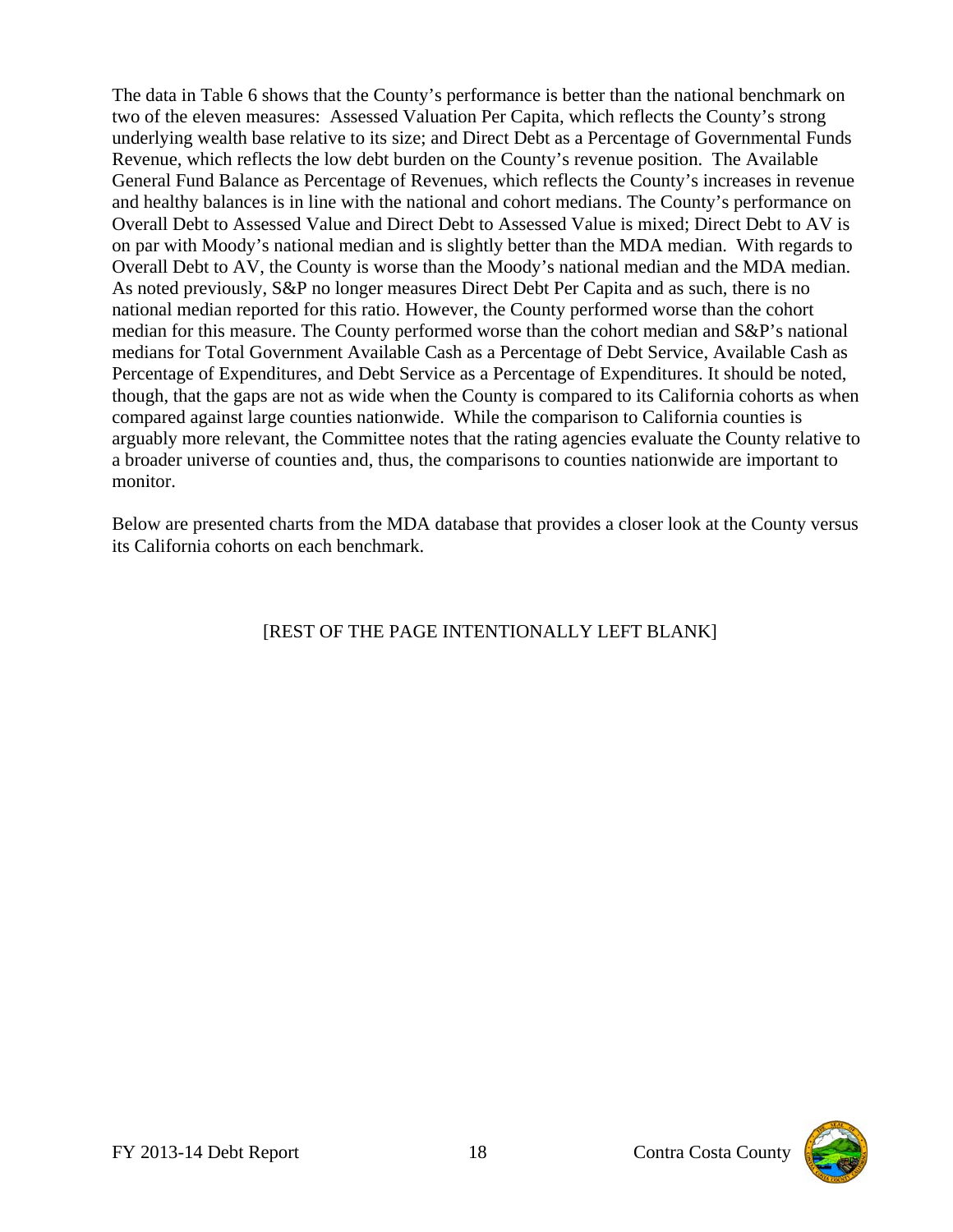The data in Table 6 shows that the County's performance is better than the national benchmark on two of the eleven measures: Assessed Valuation Per Capita, which reflects the County's strong underlying wealth base relative to its size; and Direct Debt as a Percentage of Governmental Funds Revenue, which reflects the low debt burden on the County's revenue position. The Available General Fund Balance as Percentage of Revenues, which reflects the County's increases in revenue and healthy balances is in line with the national and cohort medians. The County's performance on Overall Debt to Assessed Value and Direct Debt to Assessed Value is mixed; Direct Debt to AV is on par with Moody's national median and is slightly better than the MDA median. With regards to Overall Debt to AV, the County is worse than the Moody's national median and the MDA median. As noted previously, S&P no longer measures Direct Debt Per Capita and as such, there is no national median reported for this ratio. However, the County performed worse than the cohort median for this measure. The County performed worse than the cohort median and S&P's national medians for Total Government Available Cash as a Percentage of Debt Service, Available Cash as Percentage of Expenditures, and Debt Service as a Percentage of Expenditures. It should be noted, though, that the gaps are not as wide when the County is compared to its California cohorts as when compared against large counties nationwide. While the comparison to California counties is arguably more relevant, the Committee notes that the rating agencies evaluate the County relative to a broader universe of counties and, thus, the comparisons to counties nationwide are important to monitor.

Below are presented charts from the MDA database that provides a closer look at the County versus its California cohorts on each benchmark.

[REST OF THE PAGE INTENTIONALLY LEFT BLANK]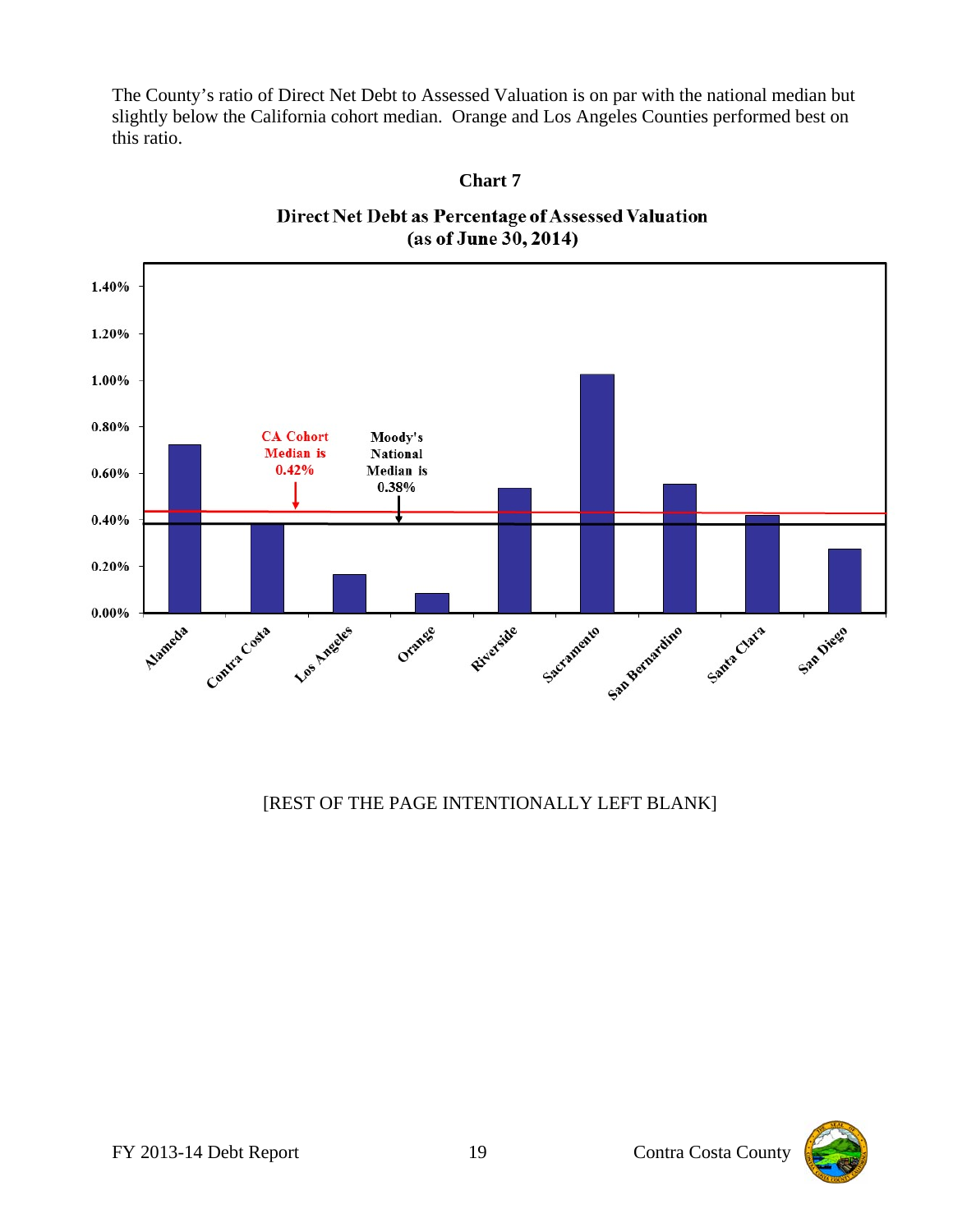The County's ratio of Direct Net Debt to Assessed Valuation is on par with the national median but slightly below the California cohort median. Orange and Los Angeles Counties performed best on this ratio.

**Chart 7**

**Direct Net Debt as Percentage of Assessed Valuation (as of June 30, 2014)**

1.40%
1.20%
1.00%
0.80%
0.60%
0.40%
0.20%
0.00%

CA Cohort Median is 0.42%

Moody's National Median is 0.38%

Alameda
Contra Costa
Los Angeles
Orange
Riverside
Sacramento
San Bernardino
Santa Clara
San Diego

[REST OF THE PAGE INTENTIONALLY LEFT BLANK]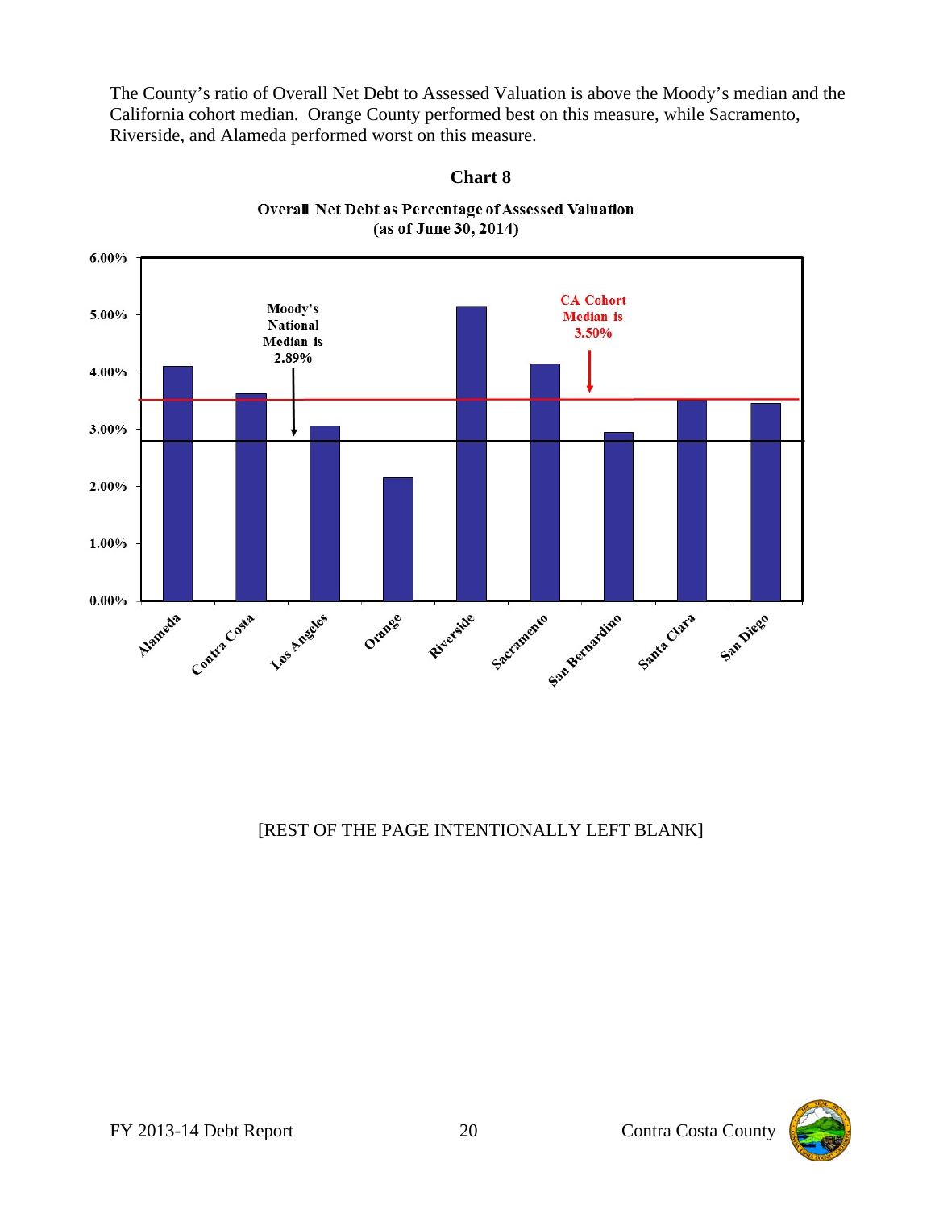The County's ratio of Overall Net Debt to Assessed Valuation is above the Moody's median and the California cohort median. Orange County performed best on this measure, while Sacramento, Riverside, and Alameda performed worst on this measure.

**Chart 8**

**Overall Net Debt as Percentage of Assessed Valuation (as of June 30, 2014)**

6.00%
5.00%
4.00%
3.00%
2.00%
1.00%
0.00%

Moody's National Median is 2.89%

CA Cohort Median is 3.50%

Alameda
Contra Costa
Los Angeles
Orange
Riverside
Sacramento
San Bernardino
Santa Clara
San Diego

[REST OF THE PAGE INTENTIONALLY LEFT BLANK]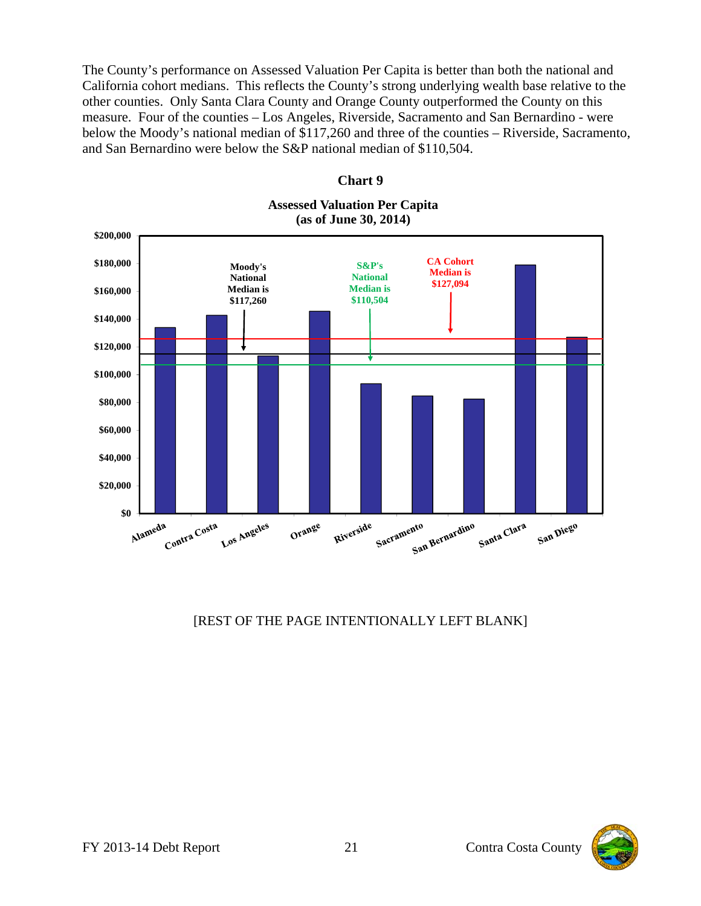The County's performance on Assessed Valuation Per Capita is better than both the national and California cohort medians. This reflects the County's strong underlying wealth base relative to the other counties. Only Santa Clara County and Orange County outperformed the County on this measure. Four of the counties – Los Angeles, Riverside, Sacramento and San Bernardino - were below the Moody's national median of $117,260 and three of the counties – Riverside, Sacramento, and San Bernardino were below the S&P national median of $110,504.

**Chart 9**

**Assessed Valuation Per Capita (as of June 30, 2014)**

$200,000
$180,000
$160,000
$140,000
$120,000
$100,000
$80,000
$60,000
$40,000
$20,000
$0

Moody's National Median is $117,260

S&P's National Median is $110,504

CA Cohort Median is $127,094

Alameda
Contra Costa
Los Angeles
Orange
Riverside
Sacramento
San Bernardino
Santa Clara
San Diego

[REST OF THE PAGE INTENTIONALLY LEFT BLANK]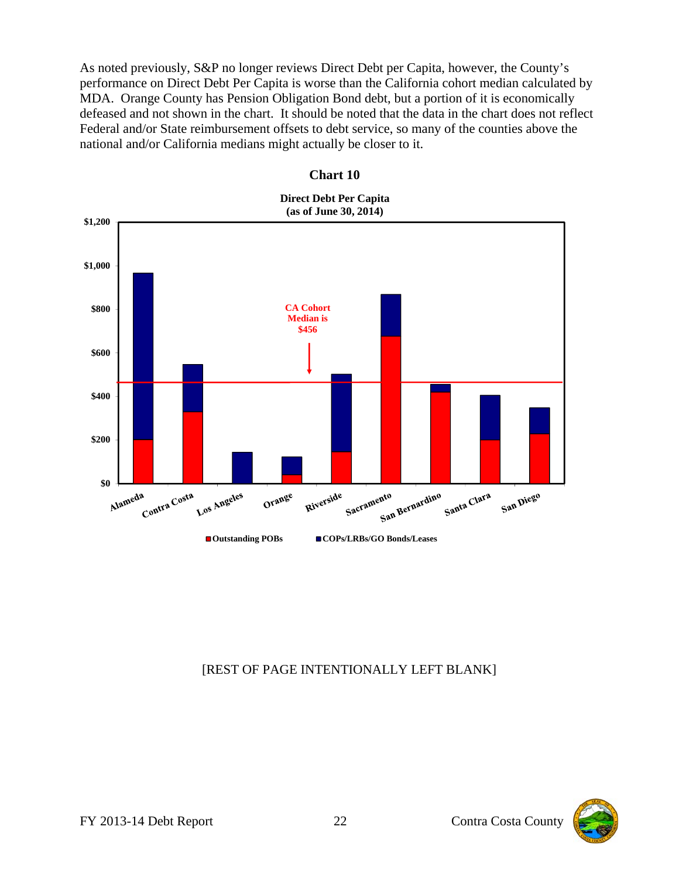As noted previously, S&P no longer reviews Direct Debt per Capita, however, the County's performance on Direct Debt Per Capita is worse than the California cohort median calculated by MDA. Orange County has Pension Obligation Bond debt, but a portion of it is economically defeased and not shown in the chart. It should be noted that the data in the chart does not reflect Federal and/or State reimbursement offsets to debt service, so many of the counties above the national and/or California medians might actually be closer to it.

**Chart 10**

**Direct Debt Per Capita (as of June 30, 2014)**

CA Cohort Median is $456

Alameda, Contra Costa, Los Angeles, Orange, Riverside, Sacramento, San Bernardino, Santa Clara, San Diego

$0, $200, $400, $600, $800, $1,000, $1,200

■ Outstanding POBs ■ COPs/LRBs/GO Bonds/Leases

[REST OF PAGE INTENTIONALLY LEFT BLANK]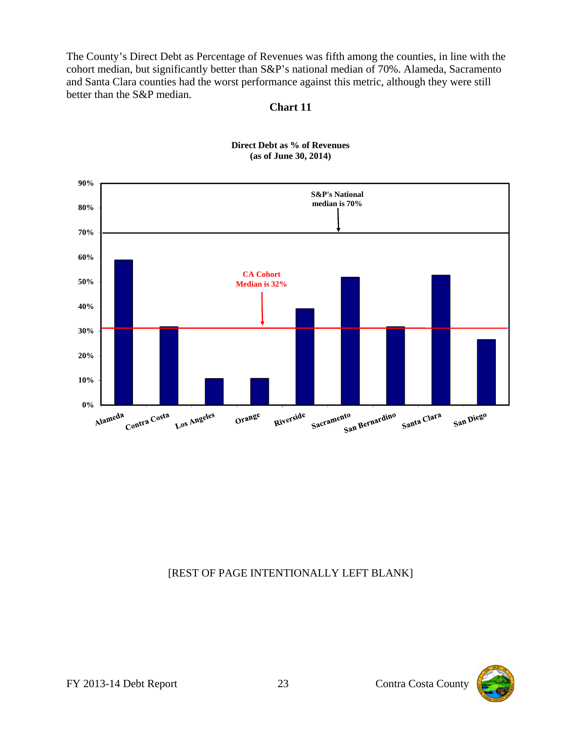The County's Direct Debt as Percentage of Revenues was fifth among the counties, in line with the cohort median, but significantly better than S&P's national median of 70%. Alameda, Sacramento and Santa Clara counties had the worst performance against this metric, although they were still better than the S&P median.

**Chart 11**

**Direct Debt as % of Revenues**
**(as of June 30, 2014)**

90%
80%
70%
60%
50%
40%
30%
20%
10%
0%

S&P's National median is 70%

CA Cohort Median is 32%

Alameda
Contra Costa
Los Angeles
Orange
Riverside
Sacramento
San Bernardino
Santa Clara
San Diego

[REST OF PAGE INTENTIONALLY LEFT BLANK]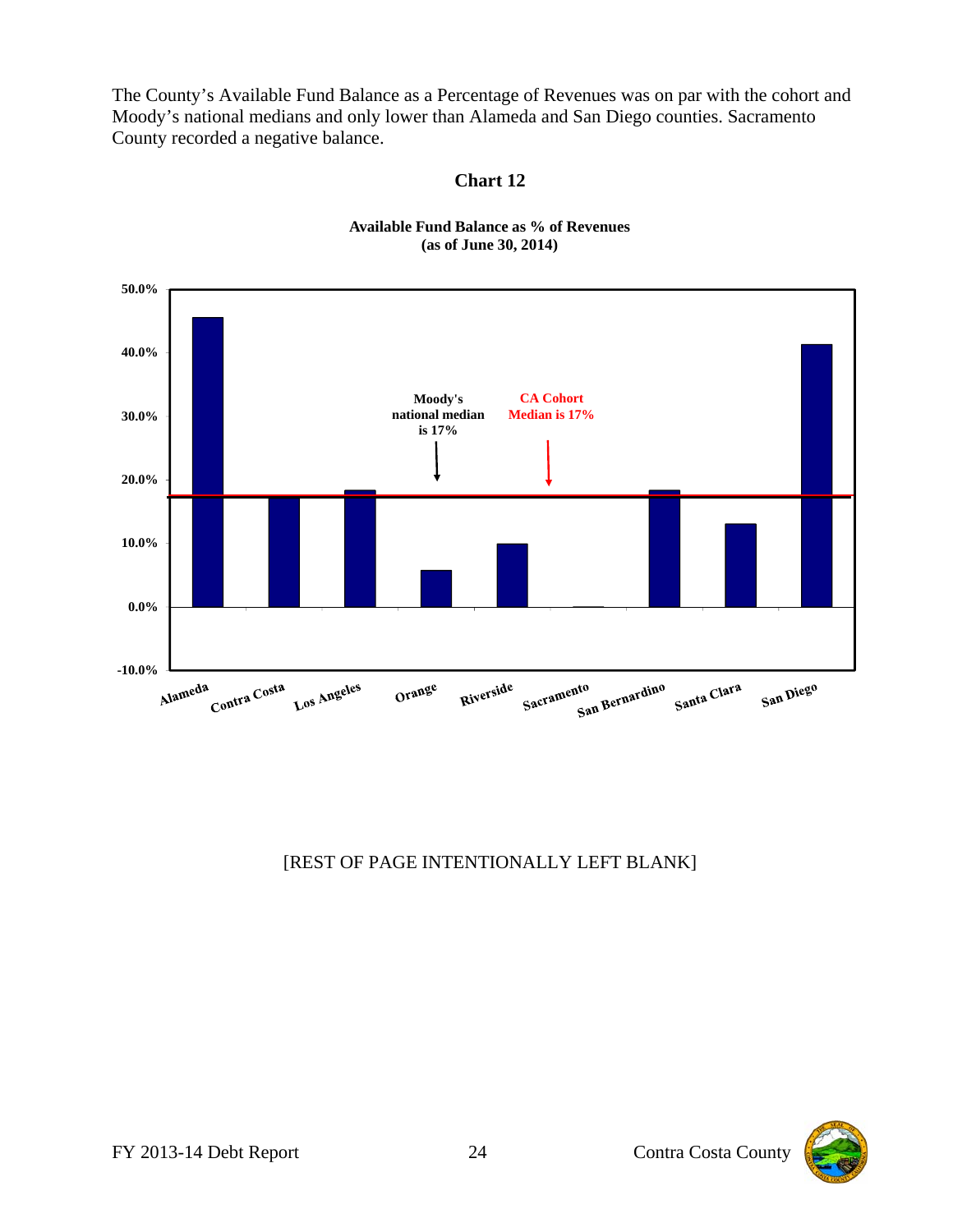The County's Available Fund Balance as a Percentage of Revenues was on par with the cohort and Moody's national medians and only lower than Alameda and San Diego counties. Sacramento County recorded a negative balance.

## Chart 12

**Available Fund Balance as % of Revenues**
**(as of June 30, 2014)**

50.0%
40.0%
30.0%
20.0%
10.0%
0.0%
-10.0%

Moody's national median is 17%

CA Cohort Median is 17%

Alameda
Contra Costa
Los Angeles
Orange
Riverside
Sacramento
San Bernardino
Santa Clara
San Diego

[REST OF PAGE INTENTIONALLY LEFT BLANK]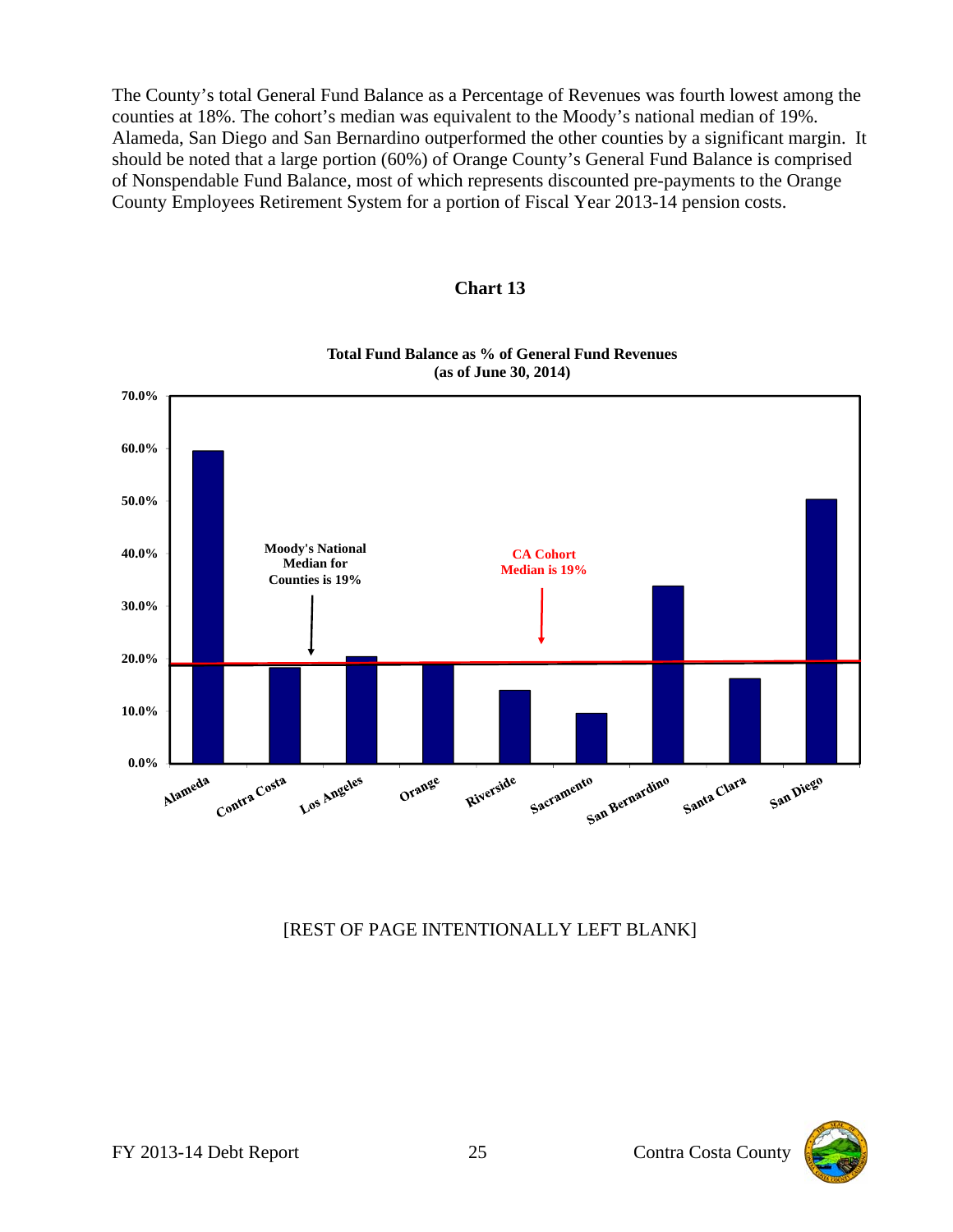The County's total General Fund Balance as a Percentage of Revenues was fourth lowest among the counties at 18%. The cohort's median was equivalent to the Moody's national median of 19%. Alameda, San Diego and San Bernardino outperformed the other counties by a significant margin. It should be noted that a large portion (60%) of Orange County's General Fund Balance is comprised of Nonspendable Fund Balance, most of which represents discounted pre-payments to the Orange County Employees Retirement System for a portion of Fiscal Year 2013-14 pension costs.

## Chart 13

**Total Fund Balance as % of General Fund Revenues**
**(as of June 30, 2014)**

70.0%
60.0%
50.0%
40.0%
30.0%
20.0%
10.0%
0.0%

Moody's National Median for Counties is 19%

CA Cohort Median is 19%

Alameda
Contra Costa
Los Angeles
Orange
Riverside
Sacramento
San Bernardino
Santa Clara
San Diego

[REST OF PAGE INTENTIONALLY LEFT BLANK]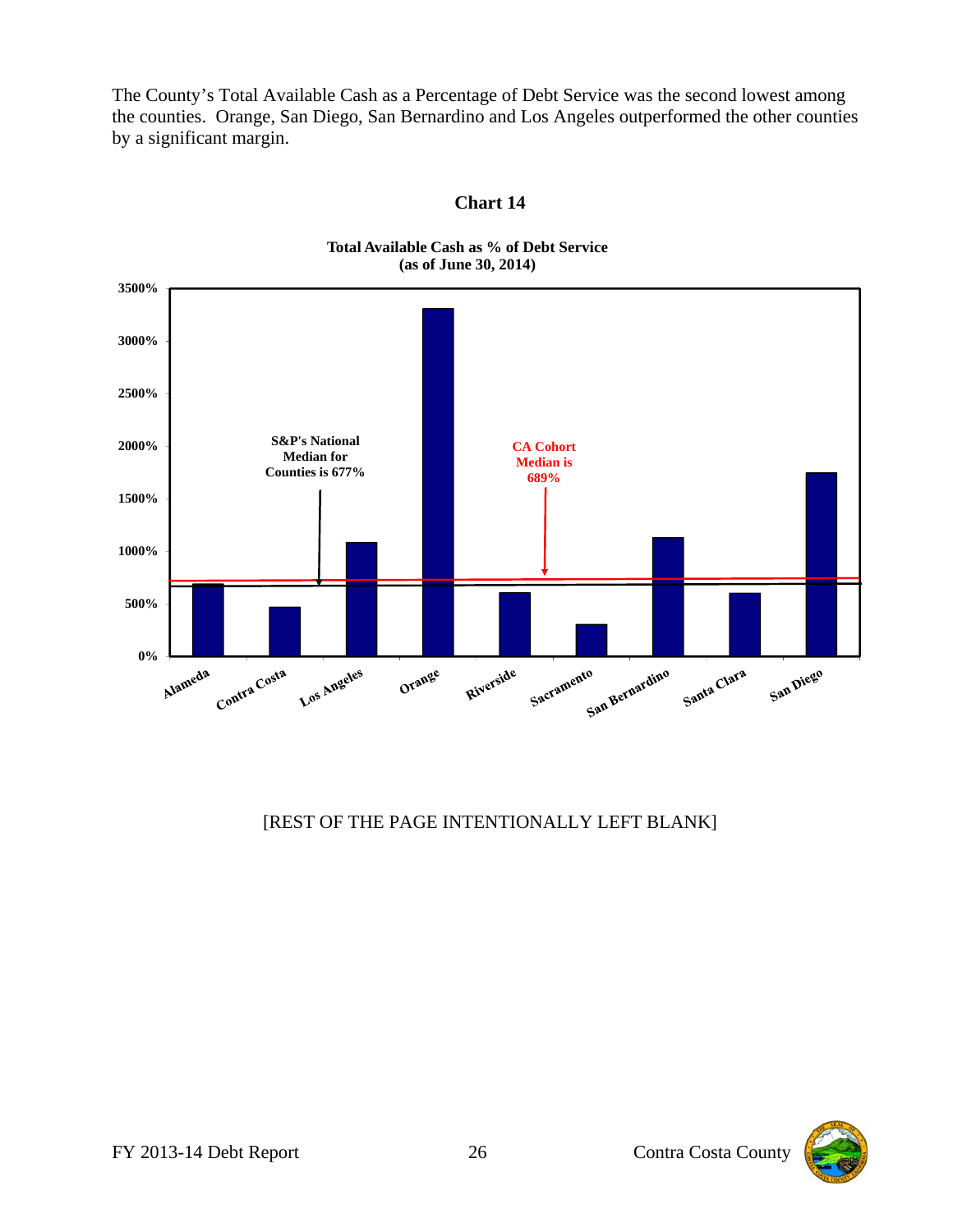The County's Total Available Cash as a Percentage of Debt Service was the second lowest among the counties. Orange, San Diego, San Bernardino and Los Angeles outperformed the other counties by a significant margin.

## Chart 14

**Total Available Cash as % of Debt Service**
**(as of June 30, 2014)**

3500%
3000%
2500%
2000%
1500%
1000%
500%
0%

S&P's National Median for Counties is 677%

CA Cohort Median is 689%

Alameda
Contra Costa
Los Angeles
Orange
Riverside
Sacramento
San Bernardino
Santa Clara
San Diego

[REST OF THE PAGE INTENTIONALLY LEFT BLANK]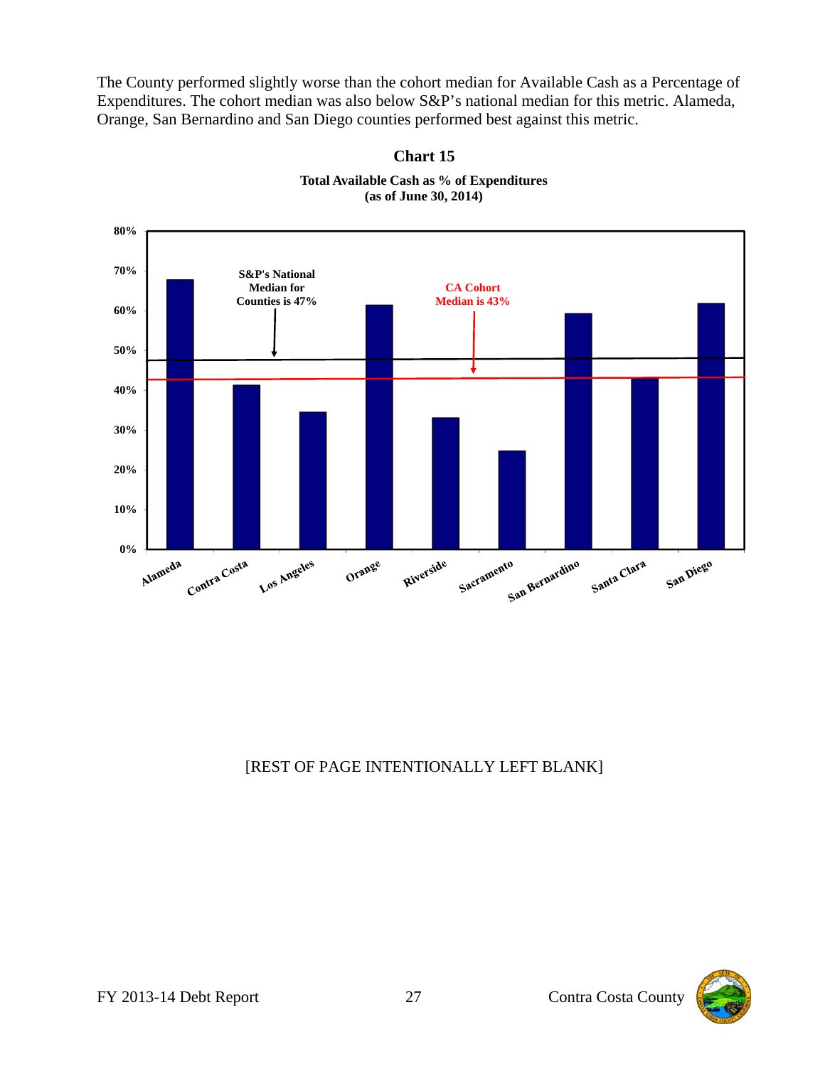The County performed slightly worse than the cohort median for Available Cash as a Percentage of Expenditures. The cohort median was also below S&P's national median for this metric. Alameda, Orange, San Bernardino and San Diego counties performed best against this metric.

**Chart 15**

**Total Available Cash as % of Expenditures**
**(as of June 30, 2014)**

[REST OF PAGE INTENTIONALLY LEFT BLANK]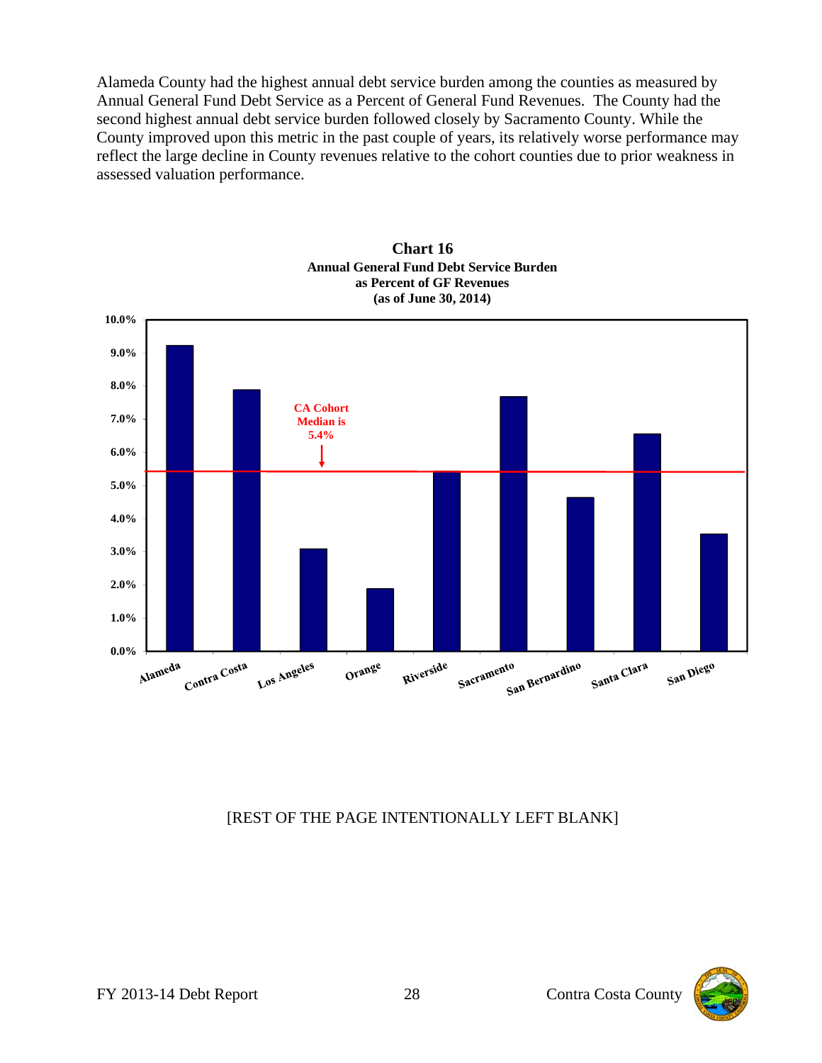Alameda County had the highest annual debt service burden among the counties as measured by Annual General Fund Debt Service as a Percent of General Fund Revenues. The County had the second highest annual debt service burden followed closely by Sacramento County. While the County improved upon this metric in the past couple of years, its relatively worse performance may reflect the large decline in County revenues relative to the cohort counties due to prior weakness in assessed valuation performance.

**Chart 16**
**Annual General Fund Debt Service Burden as Percent of GF Revenues (as of June 30, 2014)**

10.0%
9.0%
8.0%
7.0%
6.0%
5.0%
4.0%
3.0%
2.0%
1.0%
0.0%

CA Cohort Median is 5.4%

Alameda
Contra Costa
Los Angeles
Orange
Riverside
Sacramento
San Bernardino
Santa Clara
San Diego

[REST OF THE PAGE INTENTIONALLY LEFT BLANK]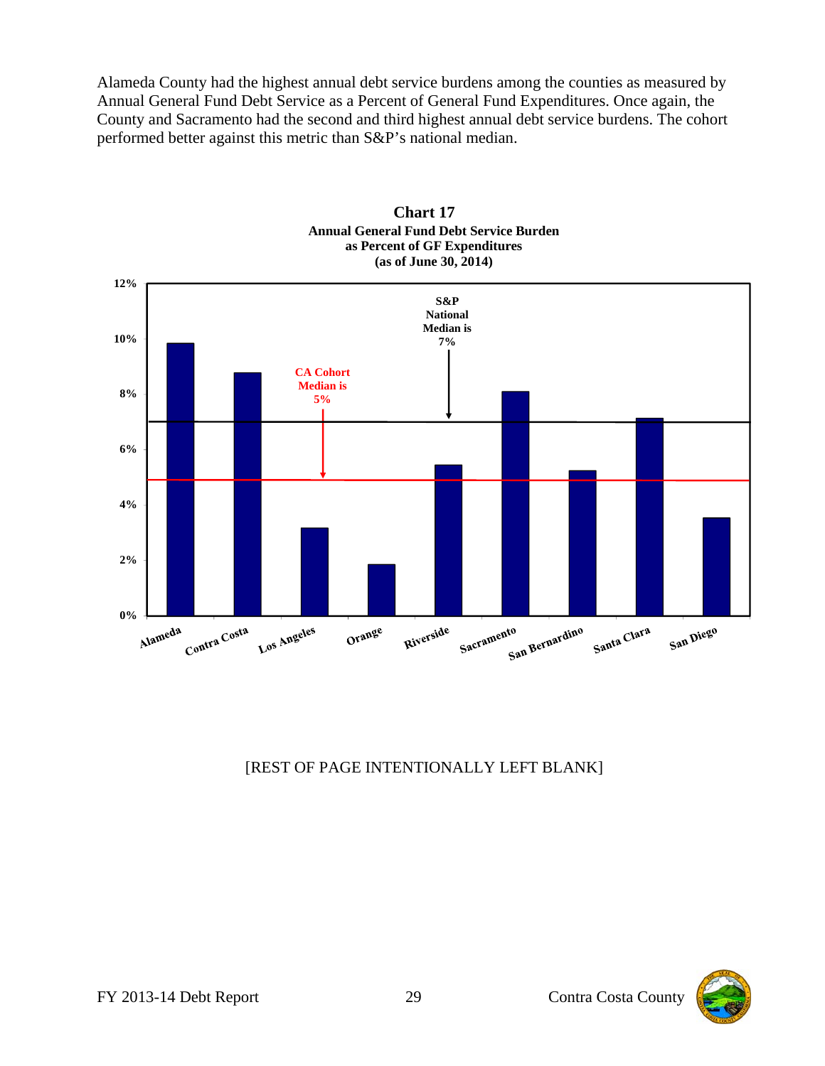Alameda County had the highest annual debt service burdens among the counties as measured by Annual General Fund Debt Service as a Percent of General Fund Expenditures. Once again, the County and Sacramento had the second and third highest annual debt service burdens. The cohort performed better against this metric than S&P's national median.

**Chart 17**
**Annual General Fund Debt Service Burden as Percent of GF Expenditures (as of June 30, 2014)**

12%
10%
8%
6%
4%
2%
0%

S&P National Median is 7%

CA Cohort Median is 5%

Alameda
Contra Costa
Los Angeles
Orange
Riverside
Sacramento
San Bernardino
Santa Clara
San Diego

[REST OF PAGE INTENTIONALLY LEFT BLANK]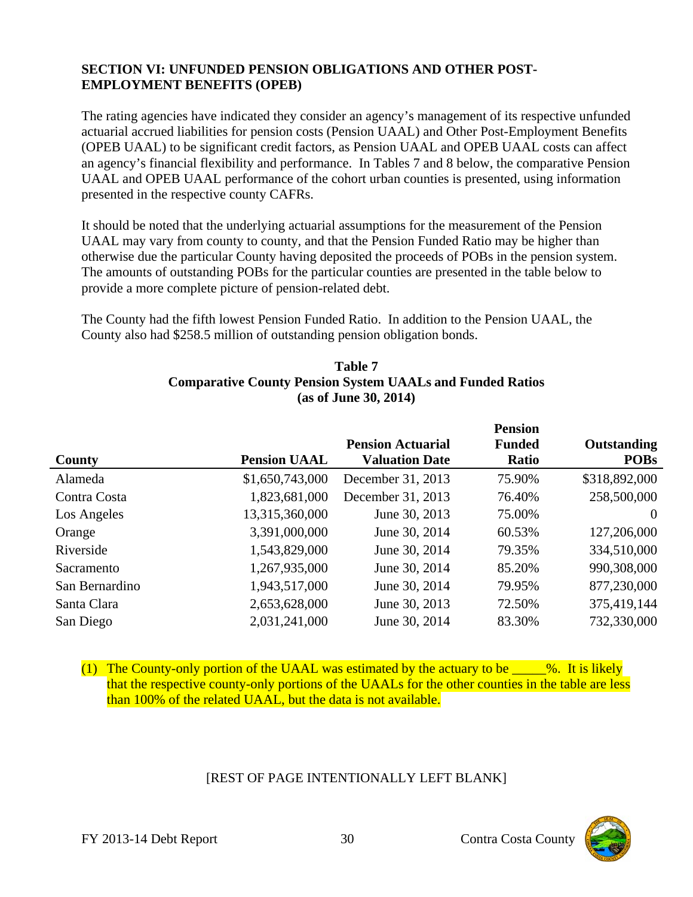## SECTION VI: UNFUNDED PENSION OBLIGATIONS AND OTHER POST-EMPLOYMENT BENEFITS (OPEB)

The rating agencies have indicated they consider an agency's management of its respective unfunded actuarial accrued liabilities for pension costs (Pension UAAL) and Other Post-Employment Benefits (OPEB UAAL) to be significant credit factors, as Pension UAAL and OPEB UAAL costs can affect an agency's financial flexibility and performance. In Tables 7 and 8 below, the comparative Pension UAAL and OPEB UAAL performance of the cohort urban counties is presented, using information presented in the respective county CAFRs.

It should be noted that the underlying actuarial assumptions for the measurement of the Pension UAAL may vary from county to county, and that the Pension Funded Ratio may be higher than otherwise due the particular County having deposited the proceeds of POBs in the pension system. The amounts of outstanding POBs for the particular counties are presented in the table below to provide a more complete picture of pension-related debt.

The County had the fifth lowest Pension Funded Ratio. In addition to the Pension UAAL, the County also had $258.5 million of outstanding pension obligation bonds.

**Table 7**
**Comparative County Pension System UAALs and Funded Ratios**
**(as of June 30, 2014)**

| County | Pension UAAL | Pension Actuarial Valuation Date | Pension Funded Ratio | Outstanding POBs |
|---|---|---|---|---|
| Alameda | $1,650,743,000 | December 31, 2013 | 75.90% | $318,892,000 |
| Contra Costa | 1,823,681,000 | December 31, 2013 | 76.40% | 258,500,000 |
| Los Angeles | 13,315,360,000 | June 30, 2013 | 75.00% | 0 |
| Orange | 3,391,000,000 | June 30, 2014 | 60.53% | 127,206,000 |
| Riverside | 1,543,829,000 | June 30, 2014 | 79.35% | 334,510,000 |
| Sacramento | 1,267,935,000 | June 30, 2014 | 85.20% | 990,308,000 |
| San Bernardino | 1,943,517,000 | June 30, 2014 | 79.95% | 877,230,000 |
| Santa Clara | 2,653,628,000 | June 30, 2013 | 72.50% | 375,419,144 |
| San Diego | 2,031,241,000 | June 30, 2014 | 83.30% | 732,330,000 |

(1) The County-only portion of the UAAL was estimated by the actuary to be _____%. It is likely that the respective county-only portions of the UAALs for the other counties in the table are less than 100% of the related UAAL, but the data is not available.

[REST OF PAGE INTENTIONALLY LEFT BLANK]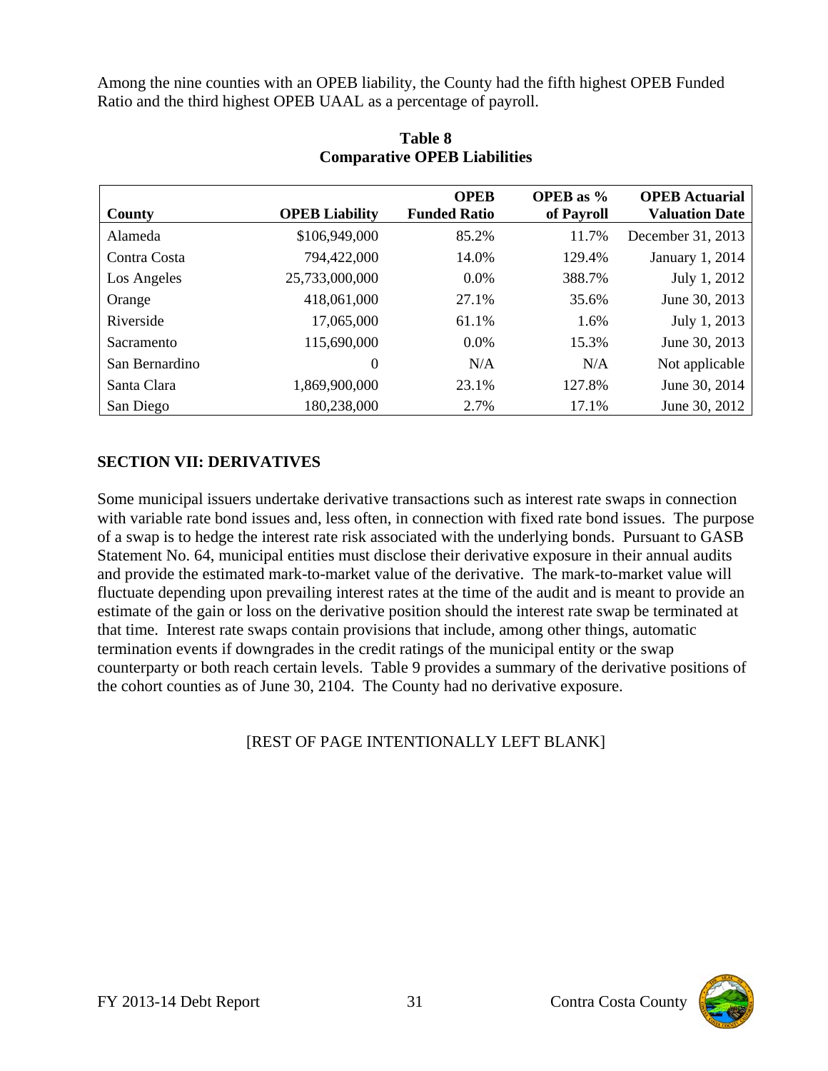Among the nine counties with an OPEB liability, the County had the fifth highest OPEB Funded Ratio and the third highest OPEB UAAL as a percentage of payroll.

**Table 8**
**Comparative OPEB Liabilities**

| County | OPEB Liability | OPEB Funded Ratio | OPEB as % of Payroll | OPEB Actuarial Valuation Date |
|---|---|---|---|---|
| Alameda | $106,949,000 | 85.2% | 11.7% | December 31, 2013 |
| Contra Costa | 794,422,000 | 14.0% | 129.4% | January 1, 2014 |
| Los Angeles | 25,733,000,000 | 0.0% | 388.7% | July 1, 2012 |
| Orange | 418,061,000 | 27.1% | 35.6% | June 30, 2013 |
| Riverside | 17,065,000 | 61.1% | 1.6% | July 1, 2013 |
| Sacramento | 115,690,000 | 0.0% | 15.3% | June 30, 2013 |
| San Bernardino | 0 | N/A | N/A | Not applicable |
| Santa Clara | 1,869,900,000 | 23.1% | 127.8% | June 30, 2014 |
| San Diego | 180,238,000 | 2.7% | 17.1% | June 30, 2012 |

## SECTION VII: DERIVATIVES

Some municipal issuers undertake derivative transactions such as interest rate swaps in connection with variable rate bond issues and, less often, in connection with fixed rate bond issues. The purpose of a swap is to hedge the interest rate risk associated with the underlying bonds. Pursuant to GASB Statement No. 64, municipal entities must disclose their derivative exposure in their annual audits and provide the estimated mark-to-market value of the derivative. The mark-to-market value will fluctuate depending upon prevailing interest rates at the time of the audit and is meant to provide an estimate of the gain or loss on the derivative position should the interest rate swap be terminated at that time. Interest rate swaps contain provisions that include, among other things, automatic termination events if downgrades in the credit ratings of the municipal entity or the swap counterparty or both reach certain levels. Table 9 provides a summary of the derivative positions of the cohort counties as of June 30, 2104. The County had no derivative exposure.

[REST OF PAGE INTENTIONALLY LEFT BLANK]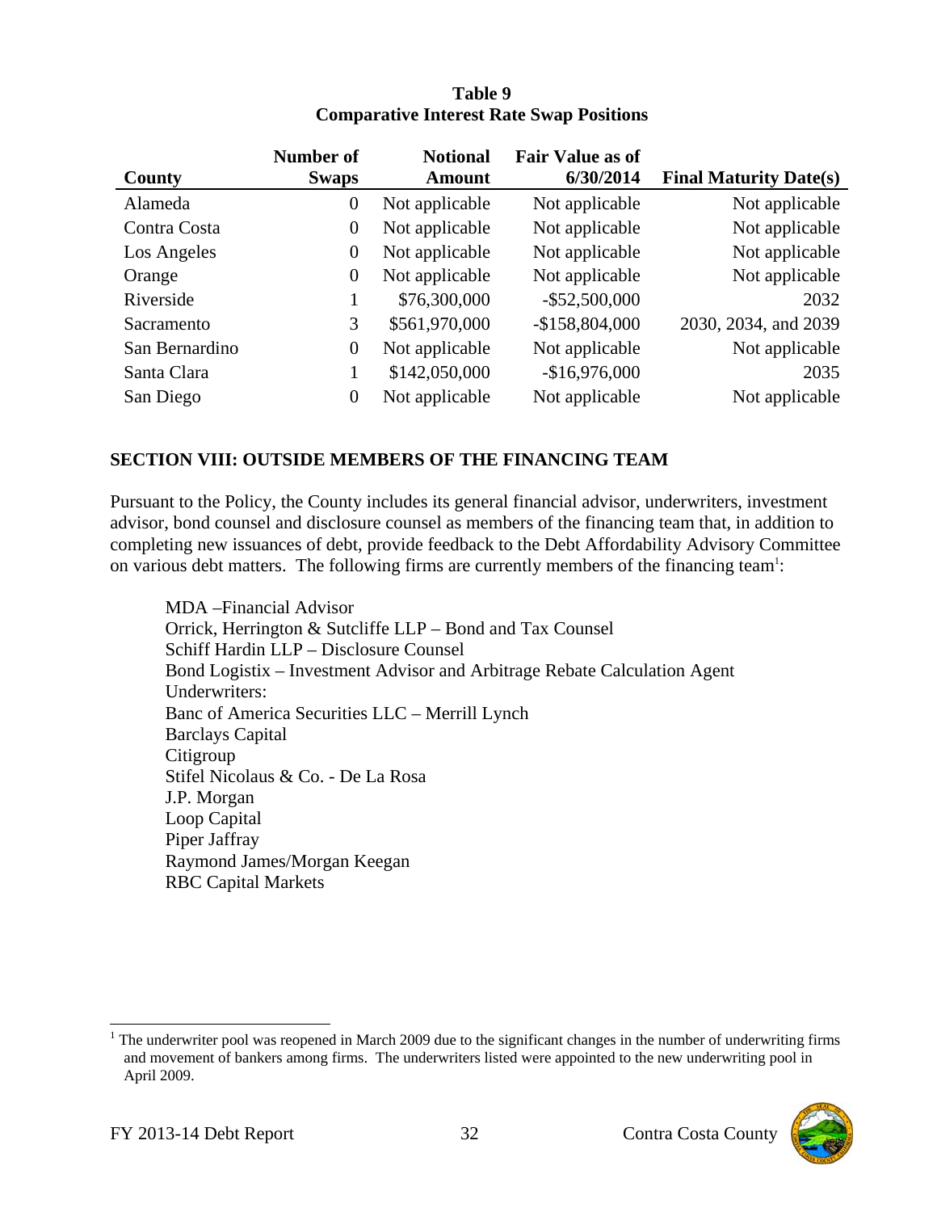**Table 9**
**Comparative Interest Rate Swap Positions**

| County | Number of Swaps | Notional Amount | Fair Value as of 6/30/2014 | Final Maturity Date(s) |
|---|---|---|---|---|
| Alameda | 0 | Not applicable | Not applicable | Not applicable |
| Contra Costa | 0 | Not applicable | Not applicable | Not applicable |
| Los Angeles | 0 | Not applicable | Not applicable | Not applicable |
| Orange | 0 | Not applicable | Not applicable | Not applicable |
| Riverside | 1 | $76,300,000 | -$52,500,000 | 2032 |
| Sacramento | 3 | $561,970,000 | -$158,804,000 | 2030, 2034, and 2039 |
| San Bernardino | 0 | Not applicable | Not applicable | Not applicable |
| Santa Clara | 1 | $142,050,000 | -$16,976,000 | 2035 |
| San Diego | 0 | Not applicable | Not applicable | Not applicable |

## SECTION VIII: OUTSIDE MEMBERS OF THE FINANCING TEAM

Pursuant to the Policy, the County includes its general financial advisor, underwriters, investment advisor, bond counsel and disclosure counsel as members of the financing team that, in addition to completing new issuances of debt, provide feedback to the Debt Affordability Advisory Committee on various debt matters. The following firms are currently members of the financing team[1]:

MDA –Financial Advisor
Orrick, Herrington & Sutcliffe LLP – Bond and Tax Counsel
Schiff Hardin LLP – Disclosure Counsel
Bond Logistix – Investment Advisor and Arbitrage Rebate Calculation Agent
Underwriters:
Banc of America Securities LLC – Merrill Lynch
Barclays Capital
Citigroup
Stifel Nicolaus & Co. - De La Rosa
J.P. Morgan
Loop Capital
Piper Jaffray
Raymond James/Morgan Keegan
RBC Capital Markets

[1] The underwriter pool was reopened in March 2009 due to the significant changes in the number of underwriting firms and movement of bankers among firms. The underwriters listed were appointed to the new underwriting pool in April 2009.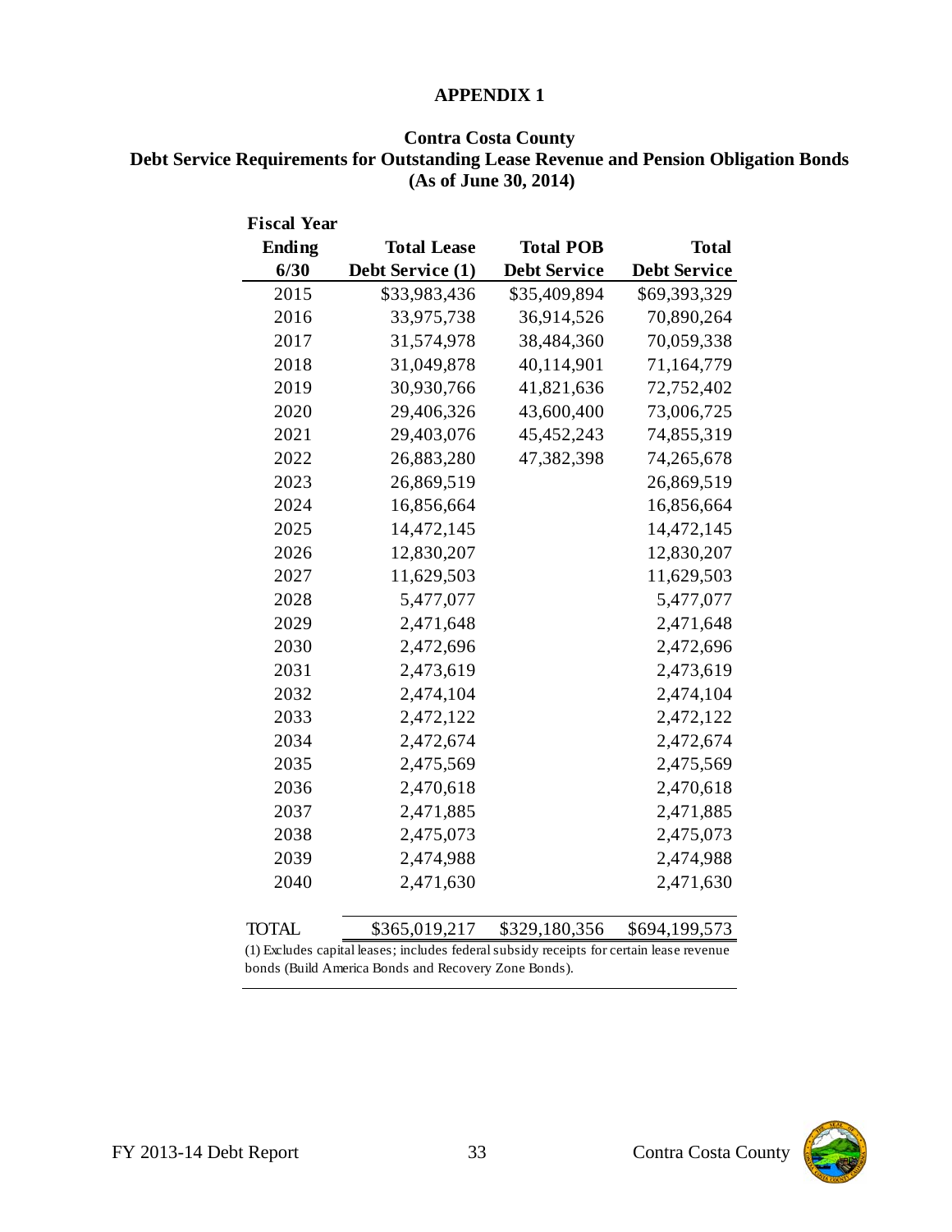# APPENDIX 1

## Contra Costa County
## Debt Service Requirements for Outstanding Lease Revenue and Pension Obligation Bonds
## (As of June 30, 2014)

| Fiscal Year Ending 6/30 | Total Lease Debt Service (1) | Total POB Debt Service | Total Debt Service |
|---|---|---|---|
| 2015 | $33,983,436 | $35,409,894 | $69,393,329 |
| 2016 | 33,975,738 | 36,914,526 | 70,890,264 |
| 2017 | 31,574,978 | 38,484,360 | 70,059,338 |
| 2018 | 31,049,878 | 40,114,901 | 71,164,779 |
| 2019 | 30,930,766 | 41,821,636 | 72,752,402 |
| 2020 | 29,406,326 | 43,600,400 | 73,006,725 |
| 2021 | 29,403,076 | 45,452,243 | 74,855,319 |
| 2022 | 26,883,280 | 47,382,398 | 74,265,678 |
| 2023 | 26,869,519 | | 26,869,519 |
| 2024 | 16,856,664 | | 16,856,664 |
| 2025 | 14,472,145 | | 14,472,145 |
| 2026 | 12,830,207 | | 12,830,207 |
| 2027 | 11,629,503 | | 11,629,503 |
| 2028 | 5,477,077 | | 5,477,077 |
| 2029 | 2,471,648 | | 2,471,648 |
| 2030 | 2,472,696 | | 2,472,696 |
| 2031 | 2,473,619 | | 2,473,619 |
| 2032 | 2,474,104 | | 2,474,104 |
| 2033 | 2,472,122 | | 2,472,122 |
| 2034 | 2,472,674 | | 2,472,674 |
| 2035 | 2,475,569 | | 2,475,569 |
| 2036 | 2,470,618 | | 2,470,618 |
| 2037 | 2,471,885 | | 2,471,885 |
| 2038 | 2,475,073 | | 2,475,073 |
| 2039 | 2,474,988 | | 2,474,988 |
| 2040 | 2,471,630 | | 2,471,630 |
| TOTAL | $365,019,217 | $329,180,356 | $694,199,573 |

(1) Excludes capital leases; includes federal subsidy receipts for certain lease revenue bonds (Build America Bonds and Recovery Zone Bonds).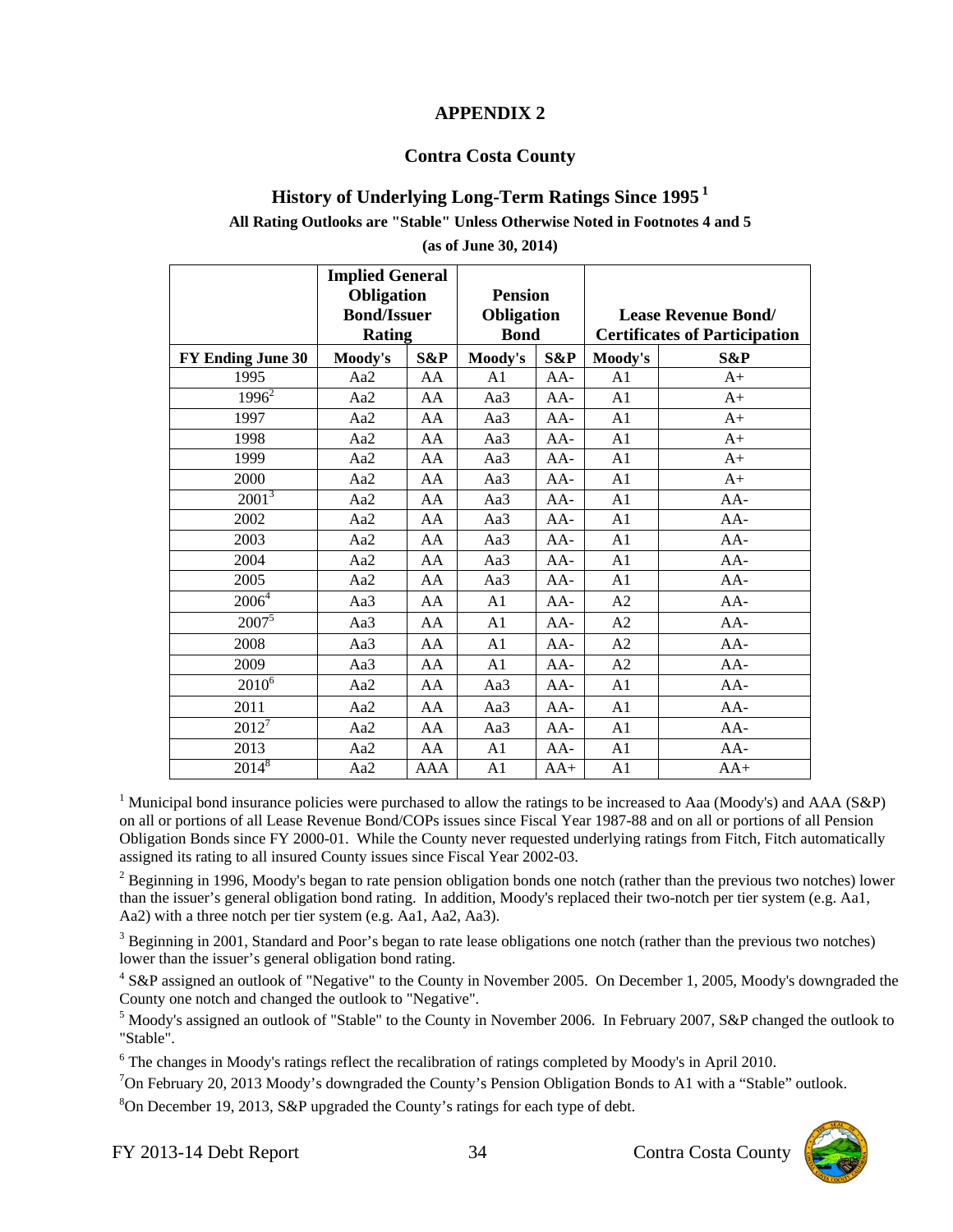# APPENDIX 2

## Contra Costa County

### History of Underlying Long-Term Ratings Since 1995 [1]

**All Rating Outlooks are "Stable" Unless Otherwise Noted in Footnotes 4 and 5**

**(as of June 30, 2014)**

| | Implied General Obligation Bond/Issuer Rating | | Pension Obligation Bond | | Lease Revenue Bond/ Certificates of Participation | |
|---|---|---|---|---|---|---|
| **FY Ending June 30** | **Moody's** | **S&P** | **Moody's** | **S&P** | **Moody's** | **S&P** |
| 1995 | Aa2 | AA | A1 | AA- | A1 | A+ |
| 1996[2] | Aa2 | AA | Aa3 | AA- | A1 | A+ |
| 1997 | Aa2 | AA | Aa3 | AA- | A1 | A+ |
| 1998 | Aa2 | AA | Aa3 | AA- | A1 | A+ |
| 1999 | Aa2 | AA | Aa3 | AA- | A1 | A+ |
| 2000 | Aa2 | AA | Aa3 | AA- | A1 | A+ |
| 2001[3] | Aa2 | AA | Aa3 | AA- | A1 | AA- |
| 2002 | Aa2 | AA | Aa3 | AA- | A1 | AA- |
| 2003 | Aa2 | AA | Aa3 | AA- | A1 | AA- |
| 2004 | Aa2 | AA | Aa3 | AA- | A1 | AA- |
| 2005 | Aa2 | AA | Aa3 | AA- | A1 | AA- |
| 2006[4] | Aa3 | AA | A1 | AA- | A2 | AA- |
| 2007[5] | Aa3 | AA | A1 | AA- | A2 | AA- |
| 2008 | Aa3 | AA | A1 | AA- | A2 | AA- |
| 2009 | Aa3 | AA | A1 | AA- | A2 | AA- |
| 2010[6] | Aa2 | AA | Aa3 | AA- | A1 | AA- |
| 2011 | Aa2 | AA | Aa3 | AA- | A1 | AA- |
| 2012[7] | Aa2 | AA | Aa3 | AA- | A1 | AA- |
| 2013 | Aa2 | AA | A1 | AA- | A1 | AA- |
| 2014[8] | Aa2 | AAA | A1 | AA+ | A1 | AA+ |

[1] Municipal bond insurance policies were purchased to allow the ratings to be increased to Aaa (Moody's) and AAA (S&P) on all or portions of all Lease Revenue Bond/COPs issues since Fiscal Year 1987-88 and on all or portions of all Pension Obligation Bonds since FY 2000-01. While the County never requested underlying ratings from Fitch, Fitch automatically assigned its rating to all insured County issues since Fiscal Year 2002-03.

[2] Beginning in 1996, Moody's began to rate pension obligation bonds one notch (rather than the previous two notches) lower than the issuer's general obligation bond rating. In addition, Moody's replaced their two-notch per tier system (e.g. Aa1, Aa2) with a three notch per tier system (e.g. Aa1, Aa2, Aa3).

[3] Beginning in 2001, Standard and Poor's began to rate lease obligations one notch (rather than the previous two notches) lower than the issuer's general obligation bond rating.

[4] S&P assigned an outlook of "Negative" to the County in November 2005. On December 1, 2005, Moody's downgraded the County one notch and changed the outlook to "Negative".

[5] Moody's assigned an outlook of "Stable" to the County in November 2006. In February 2007, S&P changed the outlook to "Stable".

[6] The changes in Moody's ratings reflect the recalibration of ratings completed by Moody's in April 2010.

[7] On February 20, 2013 Moody's downgraded the County's Pension Obligation Bonds to A1 with a "Stable" outlook.

[8] On December 19, 2013, S&P upgraded the County's ratings for each type of debt.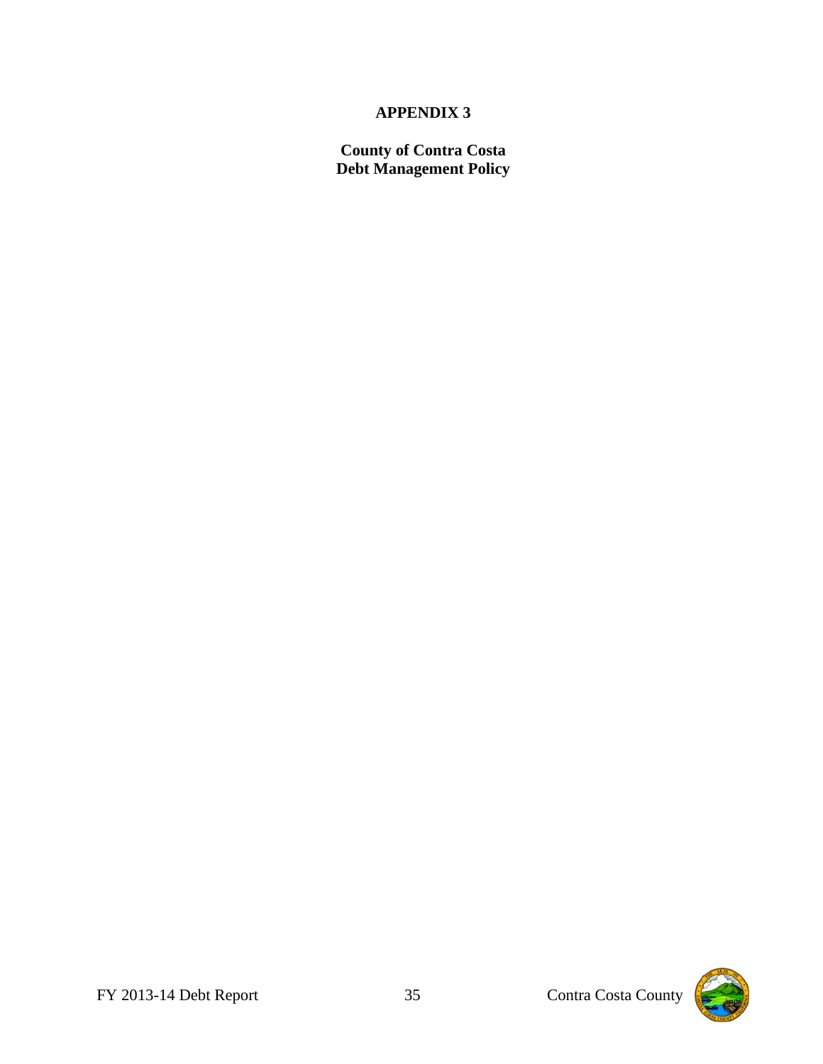# APPENDIX 3

## County of Contra Costa
## Debt Management Policy